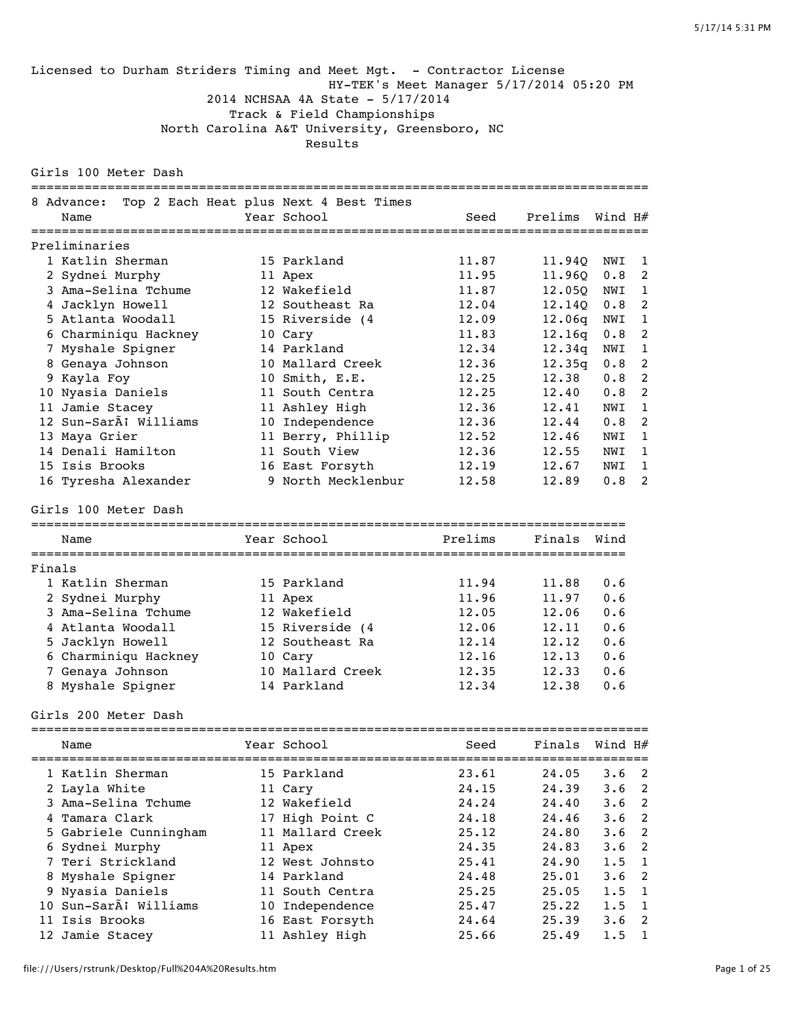Licensed to Durham Striders Timing and Meet Mgt. - Contractor License
HY-TEK's Meet Manager 5/17/2014 05:20 PM
2014 NCHSAA 4A State - 5/17/2014
Track & Field Championships
North Carolina A&T University, Greensboro, NC
Results

## Girls 100 Meter Dash

8 Advance: Top 2 Each Heat plus Next 4 Best Times

### Preliminaries

| | Name | Year | School | Seed | Prelims | Wind | H# |
|---|---|---|---|---|---|---|---|
| 1 | Katlin Sherman | 15 | Parkland | 11.87 | 11.94Q | NWI | 1 |
| 2 | Sydnei Murphy | 11 | Apex | 11.95 | 11.96Q | 0.8 | 2 |
| 3 | Ama-Selina Tchume | 12 | Wakefield | 11.87 | 12.05Q | NWI | 1 |
| 4 | Jacklyn Howell | 12 | Southeast Ra | 12.04 | 12.14Q | 0.8 | 2 |
| 5 | Atlanta Woodall | 15 | Riverside (4 | 12.09 | 12.06q | NWI | 1 |
| 6 | Charminiqu Hackney | 10 | Cary | 11.83 | 12.16q | 0.8 | 2 |
| 7 | Myshale Spigner | 14 | Parkland | 12.34 | 12.34q | NWI | 1 |
| 8 | Genaya Johnson | 10 | Mallard Creek | 12.36 | 12.35q | 0.8 | 2 |
| 9 | Kayla Foy | 10 | Smith, E.E. | 12.25 | 12.38 | 0.8 | 2 |
| 10 | Nyasia Daniels | 11 | South Centra | 12.25 | 12.40 | 0.8 | 2 |
| 11 | Jamie Stacey | 11 | Ashley High | 12.36 | 12.41 | NWI | 1 |
| 12 | Sun-SarÃ¡ Williams | 10 | Independence | 12.36 | 12.44 | 0.8 | 2 |
| 13 | Maya Grier | 11 | Berry, Phillip | 12.52 | 12.46 | NWI | 1 |
| 14 | Denali Hamilton | 11 | South View | 12.36 | 12.55 | NWI | 1 |
| 15 | Isis Brooks | 16 | East Forsyth | 12.19 | 12.67 | NWI | 1 |
| 16 | Tyresha Alexander | 9 | North Mecklenbur | 12.58 | 12.89 | 0.8 | 2 |

## Girls 100 Meter Dash

### Finals

| | Name | Year | School | Prelims | Finals | Wind |
|---|---|---|---|---|---|---|
| 1 | Katlin Sherman | 15 | Parkland | 11.94 | 11.88 | 0.6 |
| 2 | Sydnei Murphy | 11 | Apex | 11.96 | 11.97 | 0.6 |
| 3 | Ama-Selina Tchume | 12 | Wakefield | 12.05 | 12.06 | 0.6 |
| 4 | Atlanta Woodall | 15 | Riverside (4 | 12.06 | 12.11 | 0.6 |
| 5 | Jacklyn Howell | 12 | Southeast Ra | 12.14 | 12.12 | 0.6 |
| 6 | Charminiqu Hackney | 10 | Cary | 12.16 | 12.13 | 0.6 |
| 7 | Genaya Johnson | 10 | Mallard Creek | 12.35 | 12.33 | 0.6 |
| 8 | Myshale Spigner | 14 | Parkland | 12.34 | 12.38 | 0.6 |

## Girls 200 Meter Dash

| | Name | Year | School | Seed | Finals | Wind | H# |
|---|---|---|---|---|---|---|---|
| 1 | Katlin Sherman | 15 | Parkland | 23.61 | 24.05 | 3.6 | 2 |
| 2 | Layla White | 11 | Cary | 24.15 | 24.39 | 3.6 | 2 |
| 3 | Ama-Selina Tchume | 12 | Wakefield | 24.24 | 24.40 | 3.6 | 2 |
| 4 | Tamara Clark | 17 | High Point C | 24.18 | 24.46 | 3.6 | 2 |
| 5 | Gabriele Cunningham | 11 | Mallard Creek | 25.12 | 24.80 | 3.6 | 2 |
| 6 | Sydnei Murphy | 11 | Apex | 24.35 | 24.83 | 3.6 | 2 |
| 7 | Teri Strickland | 12 | West Johnsto | 25.41 | 24.90 | 1.5 | 1 |
| 8 | Myshale Spigner | 14 | Parkland | 24.48 | 25.01 | 3.6 | 2 |
| 9 | Nyasia Daniels | 11 | South Centra | 25.25 | 25.05 | 1.5 | 1 |
| 10 | Sun-SarÃ¡ Williams | 10 | Independence | 25.47 | 25.22 | 1.5 | 1 |
| 11 | Isis Brooks | 16 | East Forsyth | 24.64 | 25.39 | 3.6 | 2 |
| 12 | Jamie Stacey | 11 | Ashley High | 25.66 | 25.49 | 1.5 | 1 |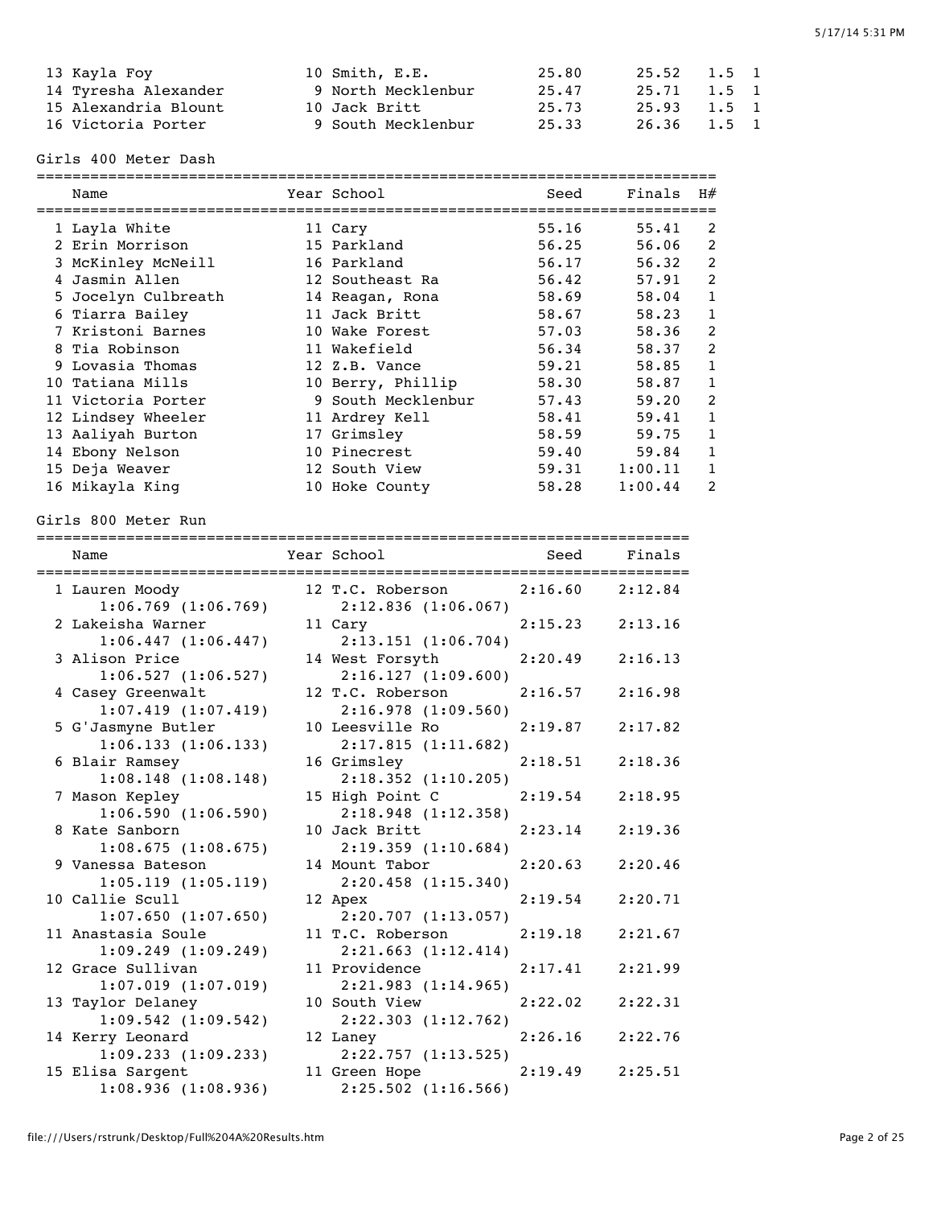| | Name | Year | School | Seed | Finals | Wind | H# |
|---|---|---|---|---|---|---|---|
| 13 | Kayla Foy | 10 | Smith, E.E. | 25.80 | 25.52 | 1.5 | 1 |
| 14 | Tyresha Alexander | 9 | North Mecklenbur | 25.47 | 25.71 | 1.5 | 1 |
| 15 | Alexandria Blount | 10 | Jack Britt | 25.73 | 25.93 | 1.5 | 1 |
| 16 | Victoria Porter | 9 | South Mecklenbur | 25.33 | 26.36 | 1.5 | 1 |

## Girls 400 Meter Dash

| | Name | Year | School | Seed | Finals | H# |
|---|---|---|---|---|---|---|
| 1 | Layla White | 11 | Cary | 55.16 | 55.41 | 2 |
| 2 | Erin Morrison | 15 | Parkland | 56.25 | 56.06 | 2 |
| 3 | McKinley McNeill | 16 | Parkland | 56.17 | 56.32 | 2 |
| 4 | Jasmin Allen | 12 | Southeast Ra | 56.42 | 57.91 | 2 |
| 5 | Jocelyn Culbreath | 14 | Reagan, Rona | 58.69 | 58.04 | 1 |
| 6 | Tiarra Bailey | 11 | Jack Britt | 58.67 | 58.23 | 1 |
| 7 | Kristoni Barnes | 10 | Wake Forest | 57.03 | 58.36 | 2 |
| 8 | Tia Robinson | 11 | Wakefield | 56.34 | 58.37 | 2 |
| 9 | Lovasia Thomas | 12 | Z.B. Vance | 59.21 | 58.85 | 1 |
| 10 | Tatiana Mills | 10 | Berry, Phillip | 58.30 | 58.87 | 1 |
| 11 | Victoria Porter | 9 | South Mecklenbur | 57.43 | 59.20 | 2 |
| 12 | Lindsey Wheeler | 11 | Ardrey Kell | 58.41 | 59.41 | 1 |
| 13 | Aaliyah Burton | 17 | Grimsley | 58.59 | 59.75 | 1 |
| 14 | Ebony Nelson | 10 | Pinecrest | 59.40 | 59.84 | 1 |
| 15 | Deja Weaver | 12 | South View | 59.31 | 1:00.11 | 1 |
| 16 | Mikayla King | 10 | Hoke County | 58.28 | 1:00.44 | 2 |

## Girls 800 Meter Run

| | Name | Year | School | Seed | Finals |
|---|---|---|---|---|---|
| 1 | Lauren Moody | 12 | T.C. Roberson | 2:16.60 | 2:12.84 |
| | 1:06.769 (1:06.769) | | 2:12.836 (1:06.067) | | |
| 2 | Lakeisha Warner | 11 | Cary | 2:15.23 | 2:13.16 |
| | 1:06.447 (1:06.447) | | 2:13.151 (1:06.704) | | |
| 3 | Alison Price | 14 | West Forsyth | 2:20.49 | 2:16.13 |
| | 1:06.527 (1:06.527) | | 2:16.127 (1:09.600) | | |
| 4 | Casey Greenwalt | 12 | T.C. Roberson | 2:16.57 | 2:16.98 |
| | 1:07.419 (1:07.419) | | 2:16.978 (1:09.560) | | |
| 5 | G'Jasmyne Butler | 10 | Leesville Ro | 2:19.87 | 2:17.82 |
| | 1:06.133 (1:06.133) | | 2:17.815 (1:11.682) | | |
| 6 | Blair Ramsey | 16 | Grimsley | 2:18.51 | 2:18.36 |
| | 1:08.148 (1:08.148) | | 2:18.352 (1:10.205) | | |
| 7 | Mason Kepley | 15 | High Point C | 2:19.54 | 2:18.95 |
| | 1:06.590 (1:06.590) | | 2:18.948 (1:12.358) | | |
| 8 | Kate Sanborn | 10 | Jack Britt | 2:23.14 | 2:19.36 |
| | 1:08.675 (1:08.675) | | 2:19.359 (1:10.684) | | |
| 9 | Vanessa Bateson | 14 | Mount Tabor | 2:20.63 | 2:20.46 |
| | 1:05.119 (1:05.119) | | 2:20.458 (1:15.340) | | |
| 10 | Callie Scull | 12 | Apex | 2:19.54 | 2:20.71 |
| | 1:07.650 (1:07.650) | | 2:20.707 (1:13.057) | | |
| 11 | Anastasia Soule | 11 | T.C. Roberson | 2:19.18 | 2:21.67 |
| | 1:09.249 (1:09.249) | | 2:21.663 (1:12.414) | | |
| 12 | Grace Sullivan | 11 | Providence | 2:17.41 | 2:21.99 |
| | 1:07.019 (1:07.019) | | 2:21.983 (1:14.965) | | |
| 13 | Taylor Delaney | 10 | South View | 2:22.02 | 2:22.31 |
| | 1:09.542 (1:09.542) | | 2:22.303 (1:12.762) | | |
| 14 | Kerry Leonard | 12 | Laney | 2:26.16 | 2:22.76 |
| | 1:09.233 (1:09.233) | | 2:22.757 (1:13.525) | | |
| 15 | Elisa Sargent | 11 | Green Hope | 2:19.49 | 2:25.51 |
| | 1:08.936 (1:08.936) | | 2:25.502 (1:16.566) | | |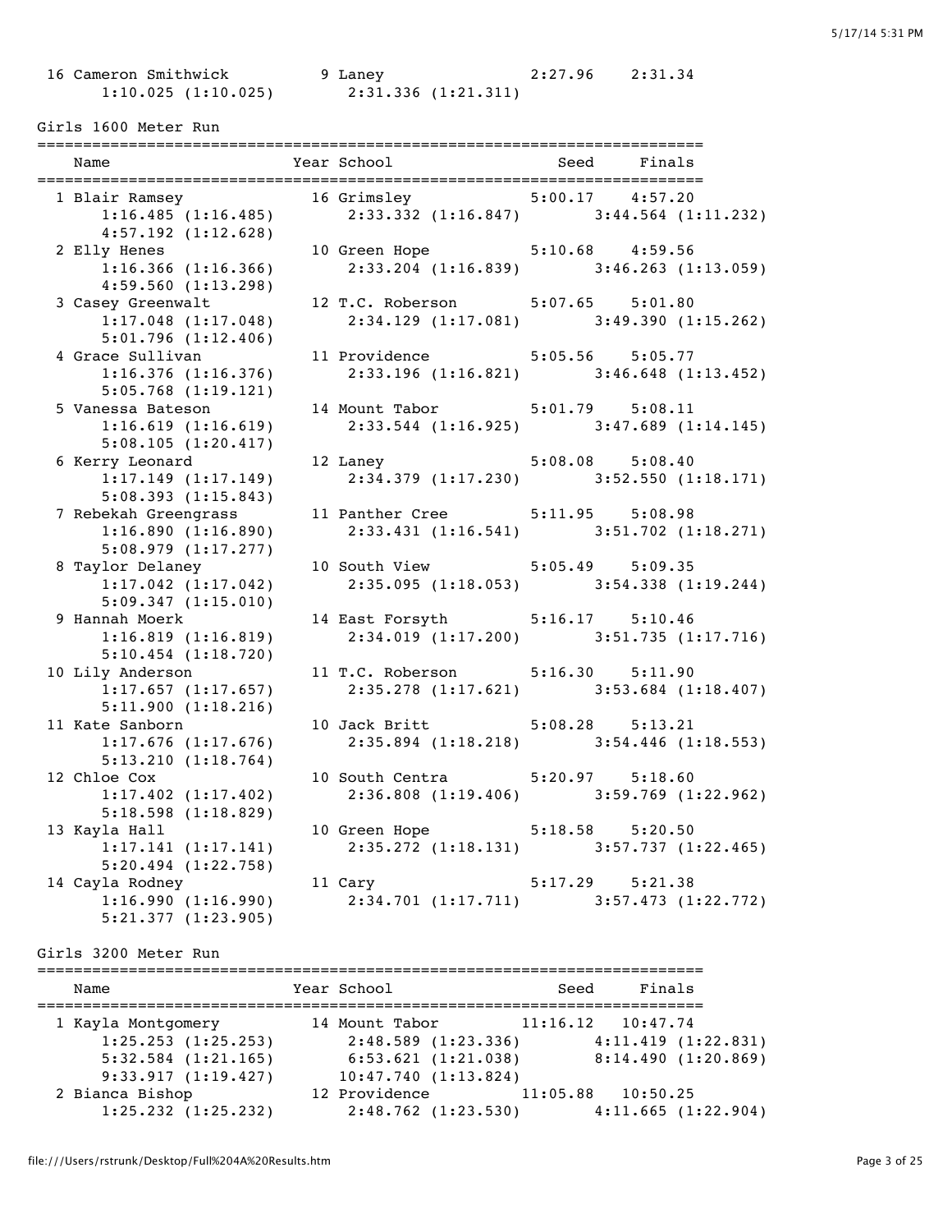| | | | | | |
|---|---|---|---|---|---|
| 16 | Cameron Smithwick | 9 | Laney | 2:27.96 | 2:31.34 |
| | 1:10.025 (1:10.025) | | 2:31.336 (1:21.311) | | |

## Girls 1600 Meter Run

| | Name | Year | School | Seed | Finals |
|---|---|---|---|---|---|
| 1 | Blair Ramsey | 16 | Grimsley | 5:00.17 | 4:57.20 |
| | 1:16.485 (1:16.485) 2:33.332 (1:16.847) 3:44.564 (1:11.232) 4:57.192 (1:12.628) | | | | |
| 2 | Elly Henes | 10 | Green Hope | 5:10.68 | 4:59.56 |
| | 1:16.366 (1:16.366) 2:33.204 (1:16.839) 3:46.263 (1:13.059) 4:59.560 (1:13.298) | | | | |
| 3 | Casey Greenwalt | 12 | T.C. Roberson | 5:07.65 | 5:01.80 |
| | 1:17.048 (1:17.048) 2:34.129 (1:17.081) 3:49.390 (1:15.262) 5:01.796 (1:12.406) | | | | |
| 4 | Grace Sullivan | 11 | Providence | 5:05.56 | 5:05.77 |
| | 1:16.376 (1:16.376) 2:33.196 (1:16.821) 3:46.648 (1:13.452) 5:05.768 (1:19.121) | | | | |
| 5 | Vanessa Bateson | 14 | Mount Tabor | 5:01.79 | 5:08.11 |
| | 1:16.619 (1:16.619) 2:33.544 (1:16.925) 3:47.689 (1:14.145) 5:08.105 (1:20.417) | | | | |
| 6 | Kerry Leonard | 12 | Laney | 5:08.08 | 5:08.40 |
| | 1:17.149 (1:17.149) 2:34.379 (1:17.230) 3:52.550 (1:18.171) 5:08.393 (1:15.843) | | | | |
| 7 | Rebekah Greengrass | 11 | Panther Cree | 5:11.95 | 5:08.98 |
| | 1:16.890 (1:16.890) 2:33.431 (1:16.541) 3:51.702 (1:18.271) 5:08.979 (1:17.277) | | | | |
| 8 | Taylor Delaney | 10 | South View | 5:05.49 | 5:09.35 |
| | 1:17.042 (1:17.042) 2:35.095 (1:18.053) 3:54.338 (1:19.244) 5:09.347 (1:15.010) | | | | |
| 9 | Hannah Moerk | 14 | East Forsyth | 5:16.17 | 5:10.46 |
| | 1:16.819 (1:16.819) 2:34.019 (1:17.200) 3:51.735 (1:17.716) 5:10.454 (1:18.720) | | | | |
| 10 | Lily Anderson | 11 | T.C. Roberson | 5:16.30 | 5:11.90 |
| | 1:17.657 (1:17.657) 2:35.278 (1:17.621) 3:53.684 (1:18.407) 5:11.900 (1:18.216) | | | | |
| 11 | Kate Sanborn | 10 | Jack Britt | 5:08.28 | 5:13.21 |
| | 1:17.676 (1:17.676) 2:35.894 (1:18.218) 3:54.446 (1:18.553) 5:13.210 (1:18.764) | | | | |
| 12 | Chloe Cox | 10 | South Centra | 5:20.97 | 5:18.60 |
| | 1:17.402 (1:17.402) 2:36.808 (1:19.406) 3:59.769 (1:22.962) 5:18.598 (1:18.829) | | | | |
| 13 | Kayla Hall | 10 | Green Hope | 5:18.58 | 5:20.50 |
| | 1:17.141 (1:17.141) 2:35.272 (1:18.131) 3:57.737 (1:22.465) 5:20.494 (1:22.758) | | | | |
| 14 | Cayla Rodney | 11 | Cary | 5:17.29 | 5:21.38 |
| | 1:16.990 (1:16.990) 2:34.701 (1:17.711) 3:57.473 (1:22.772) 5:21.377 (1:23.905) | | | | |

## Girls 3200 Meter Run

| | Name | Year | School | Seed | Finals |
|---|---|---|---|---|---|
| 1 | Kayla Montgomery | 14 | Mount Tabor | 11:16.12 | 10:47.74 |
| | 1:25.253 (1:25.253) 2:48.589 (1:23.336) 4:11.419 (1:22.831) 5:32.584 (1:21.165) 6:53.621 (1:21.038) 8:14.490 (1:20.869) 9:33.917 (1:19.427) 10:47.740 (1:13.824) | | | | |
| 2 | Bianca Bishop | 12 | Providence | 11:05.88 | 10:50.25 |
| | 1:25.232 (1:25.232) 2:48.762 (1:23.530) 4:11.665 (1:22.904) | | | | |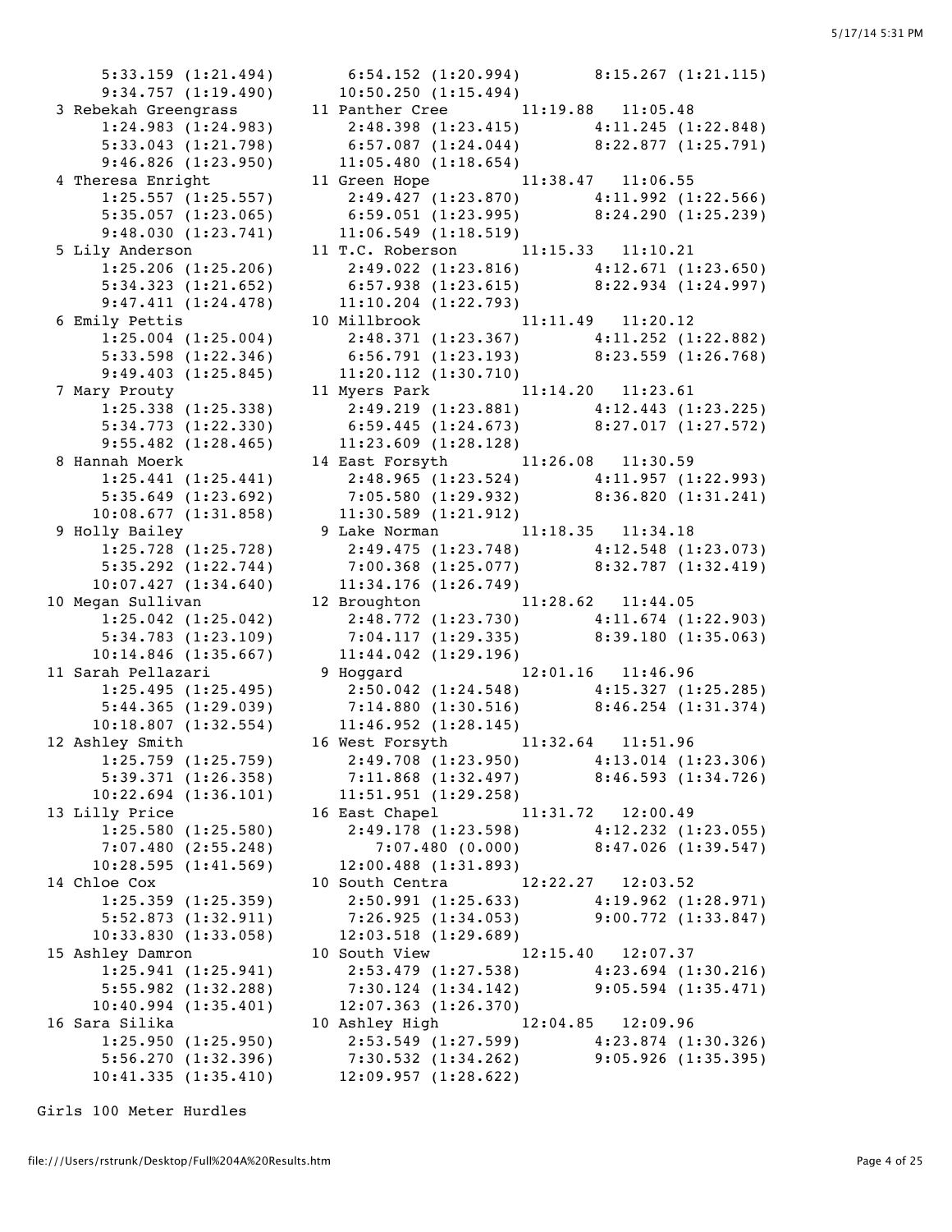```
     5:33.159 (1:21.494)      6:54.152 (1:20.994)      8:15.267 (1:21.115)
     9:34.757 (1:19.490)     10:50.250 (1:15.494)
 3 Rebekah Greengrass        11 Panther Cree        11:19.88   11:05.48
     1:24.983 (1:24.983)      2:48.398 (1:23.415)      4:11.245 (1:22.848)
     5:33.043 (1:21.798)      6:57.087 (1:24.044)      8:22.877 (1:25.791)
     9:46.826 (1:23.950)     11:05.480 (1:18.654)
 4 Theresa Enright           11 Green Hope          11:38.47   11:06.55
     1:25.557 (1:25.557)      2:49.427 (1:23.870)      4:11.992 (1:22.566)
     5:35.057 (1:23.065)      6:59.051 (1:23.995)      8:24.290 (1:25.239)
     9:48.030 (1:23.741)     11:06.549 (1:18.519)
 5 Lily Anderson             11 T.C. Roberson       11:15.33   11:10.21
     1:25.206 (1:25.206)      2:49.022 (1:23.816)      4:12.671 (1:23.650)
     5:34.323 (1:21.652)      6:57.938 (1:23.615)      8:22.934 (1:24.997)
     9:47.411 (1:24.478)     11:10.204 (1:22.793)
 6 Emily Pettis              10 Millbrook           11:11.49   11:20.12
     1:25.004 (1:25.004)      2:48.371 (1:23.367)      4:11.252 (1:22.882)
     5:33.598 (1:22.346)      6:56.791 (1:23.193)      8:23.559 (1:26.768)
     9:49.403 (1:25.845)     11:20.112 (1:30.710)
 7 Mary Prouty               11 Myers Park          11:14.20   11:23.61
     1:25.338 (1:25.338)      2:49.219 (1:23.881)      4:12.443 (1:23.225)
     5:34.773 (1:22.330)      6:59.445 (1:24.673)      8:27.017 (1:27.572)
     9:55.482 (1:28.465)     11:23.609 (1:28.128)
 8 Hannah Moerk              14 East Forsyth        11:26.08   11:30.59
     1:25.441 (1:25.441)      2:48.965 (1:23.524)      4:11.957 (1:22.993)
     5:35.649 (1:23.692)      7:05.580 (1:29.932)      8:36.820 (1:31.241)
    10:08.677 (1:31.858)     11:30.589 (1:21.912)
 9 Holly Bailey               9 Lake Norman         11:18.35   11:34.18
     1:25.728 (1:25.728)      2:49.475 (1:23.748)      4:12.548 (1:23.073)
     5:35.292 (1:22.744)      7:00.368 (1:25.077)      8:32.787 (1:32.419)
    10:07.427 (1:34.640)     11:34.176 (1:26.749)
10 Megan Sullivan            12 Broughton           11:28.62   11:44.05
     1:25.042 (1:25.042)      2:48.772 (1:23.730)      4:11.674 (1:22.903)
     5:34.783 (1:23.109)      7:04.117 (1:29.335)      8:39.180 (1:35.063)
    10:14.846 (1:35.667)     11:44.042 (1:29.196)
11 Sarah Pellazari            9 Hoggard             12:01.16   11:46.96
     1:25.495 (1:25.495)      2:50.042 (1:24.548)      4:15.327 (1:25.285)
     5:44.365 (1:29.039)      7:14.880 (1:30.516)      8:46.254 (1:31.374)
    10:18.807 (1:32.554)     11:46.952 (1:28.145)
12 Ashley Smith              16 West Forsyth        11:32.64   11:51.96
     1:25.759 (1:25.759)      2:49.708 (1:23.950)      4:13.014 (1:23.306)
     5:39.371 (1:26.358)      7:11.868 (1:32.497)      8:46.593 (1:34.726)
    10:22.694 (1:36.101)     11:51.951 (1:29.258)
13 Lilly Price               16 East Chapel         11:31.72   12:00.49
     1:25.580 (1:25.580)      2:49.178 (1:23.598)      4:12.232 (1:23.055)
     7:07.480 (2:55.248)         7:07.480 (0.000)      8:47.026 (1:39.547)
    10:28.595 (1:41.569)     12:00.488 (1:31.893)
14 Chloe Cox                 10 South Centra        12:22.27   12:03.52
     1:25.359 (1:25.359)      2:50.991 (1:25.633)      4:19.962 (1:28.971)
     5:52.873 (1:32.911)      7:26.925 (1:34.053)      9:00.772 (1:33.847)
    10:33.830 (1:33.058)     12:03.518 (1:29.689)
15 Ashley Damron             10 South View          12:15.40   12:07.37
     1:25.941 (1:25.941)      2:53.479 (1:27.538)      4:23.694 (1:30.216)
     5:55.982 (1:32.288)      7:30.124 (1:34.142)      9:05.594 (1:35.471)
    10:40.994 (1:35.401)     12:07.363 (1:26.370)
16 Sara Silika               10 Ashley High         12:04.85   12:09.96
     1:25.950 (1:25.950)      2:53.549 (1:27.599)      4:23.874 (1:30.326)
     5:56.270 (1:32.396)      7:30.532 (1:34.262)      9:05.926 (1:35.395)
    10:41.335 (1:35.410)     12:09.957 (1:28.622)
```

Girls 100 Meter Hurdles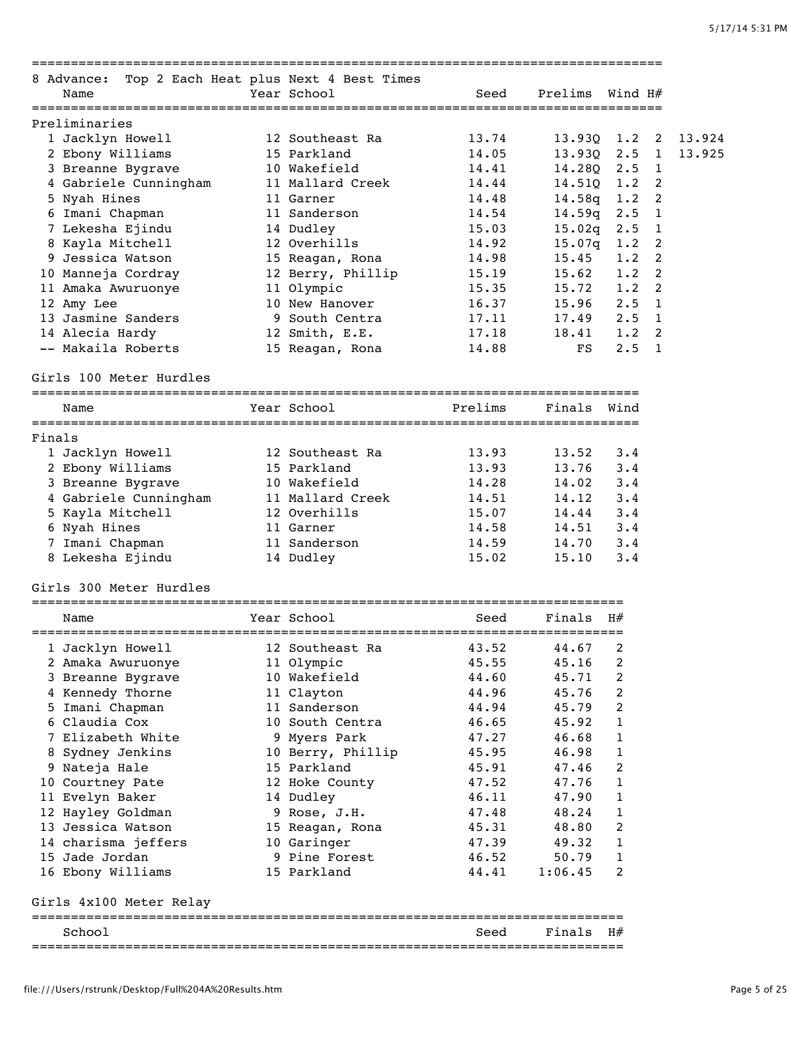8 Advance: Top 2 Each Heat plus Next 4 Best Times

| | Name | Year | School | Seed | Prelims | Wind | H# | |
|---|---|---|---|---|---|---|---|---|
| **Preliminaries** | | | | | | | | |
| 1 | Jacklyn Howell | 12 | Southeast Ra | 13.74 | 13.93Q | 1.2 | 2 | 13.924 |
| 2 | Ebony Williams | 15 | Parkland | 14.05 | 13.93Q | 2.5 | 1 | 13.925 |
| 3 | Breanne Bygrave | 10 | Wakefield | 14.41 | 14.28Q | 2.5 | 1 | |
| 4 | Gabriele Cunningham | 11 | Mallard Creek | 14.44 | 14.51Q | 1.2 | 2 | |
| 5 | Nyah Hines | 11 | Garner | 14.48 | 14.58q | 1.2 | 2 | |
| 6 | Imani Chapman | 11 | Sanderson | 14.54 | 14.59q | 2.5 | 1 | |
| 7 | Lekesha Ejindu | 14 | Dudley | 15.03 | 15.02q | 2.5 | 1 | |
| 8 | Kayla Mitchell | 12 | Overhills | 14.92 | 15.07q | 1.2 | 2 | |
| 9 | Jessica Watson | 15 | Reagan, Rona | 14.98 | 15.45 | 1.2 | 2 | |
| 10 | Manneja Cordray | 12 | Berry, Phillip | 15.19 | 15.62 | 1.2 | 2 | |
| 11 | Amaka Awuruonye | 11 | Olympic | 15.35 | 15.72 | 1.2 | 2 | |
| 12 | Amy Lee | 10 | New Hanover | 16.37 | 15.96 | 2.5 | 1 | |
| 13 | Jasmine Sanders | 9 | South Centra | 17.11 | 17.49 | 2.5 | 1 | |
| 14 | Alecia Hardy | 12 | Smith, E.E. | 17.18 | 18.41 | 1.2 | 2 | |
| -- | Makaila Roberts | 15 | Reagan, Rona | 14.88 | FS | 2.5 | 1 | |

## Girls 100 Meter Hurdles

| | Name | Year | School | Prelims | Finals | Wind |
|---|---|---|---|---|---|---|
| **Finals** | | | | | | |
| 1 | Jacklyn Howell | 12 | Southeast Ra | 13.93 | 13.52 | 3.4 |
| 2 | Ebony Williams | 15 | Parkland | 13.93 | 13.76 | 3.4 |
| 3 | Breanne Bygrave | 10 | Wakefield | 14.28 | 14.02 | 3.4 |
| 4 | Gabriele Cunningham | 11 | Mallard Creek | 14.51 | 14.12 | 3.4 |
| 5 | Kayla Mitchell | 12 | Overhills | 15.07 | 14.44 | 3.4 |
| 6 | Nyah Hines | 11 | Garner | 14.58 | 14.51 | 3.4 |
| 7 | Imani Chapman | 11 | Sanderson | 14.59 | 14.70 | 3.4 |
| 8 | Lekesha Ejindu | 14 | Dudley | 15.02 | 15.10 | 3.4 |

## Girls 300 Meter Hurdles

| | Name | Year | School | Seed | Finals | H# |
|---|---|---|---|---|---|---|
| 1 | Jacklyn Howell | 12 | Southeast Ra | 43.52 | 44.67 | 2 |
| 2 | Amaka Awuruonye | 11 | Olympic | 45.55 | 45.16 | 2 |
| 3 | Breanne Bygrave | 10 | Wakefield | 44.60 | 45.71 | 2 |
| 4 | Kennedy Thorne | 11 | Clayton | 44.96 | 45.76 | 2 |
| 5 | Imani Chapman | 11 | Sanderson | 44.94 | 45.79 | 2 |
| 6 | Claudia Cox | 10 | South Centra | 46.65 | 45.92 | 1 |
| 7 | Elizabeth White | 9 | Myers Park | 47.27 | 46.68 | 1 |
| 8 | Sydney Jenkins | 10 | Berry, Phillip | 45.95 | 46.98 | 1 |
| 9 | Nateja Hale | 15 | Parkland | 45.91 | 47.46 | 2 |
| 10 | Courtney Pate | 12 | Hoke County | 47.52 | 47.76 | 1 |
| 11 | Evelyn Baker | 14 | Dudley | 46.11 | 47.90 | 1 |
| 12 | Hayley Goldman | 9 | Rose, J.H. | 47.48 | 48.24 | 1 |
| 13 | Jessica Watson | 15 | Reagan, Rona | 45.31 | 48.80 | 2 |
| 14 | charisma jeffers | 10 | Garinger | 47.39 | 49.32 | 1 |
| 15 | Jade Jordan | 9 | Pine Forest | 46.52 | 50.79 | 1 |
| 16 | Ebony Williams | 15 | Parkland | 44.41 | 1:06.45 | 2 |

## Girls 4x100 Meter Relay

| School | Seed | Finals | H# |
|---|---|---|---|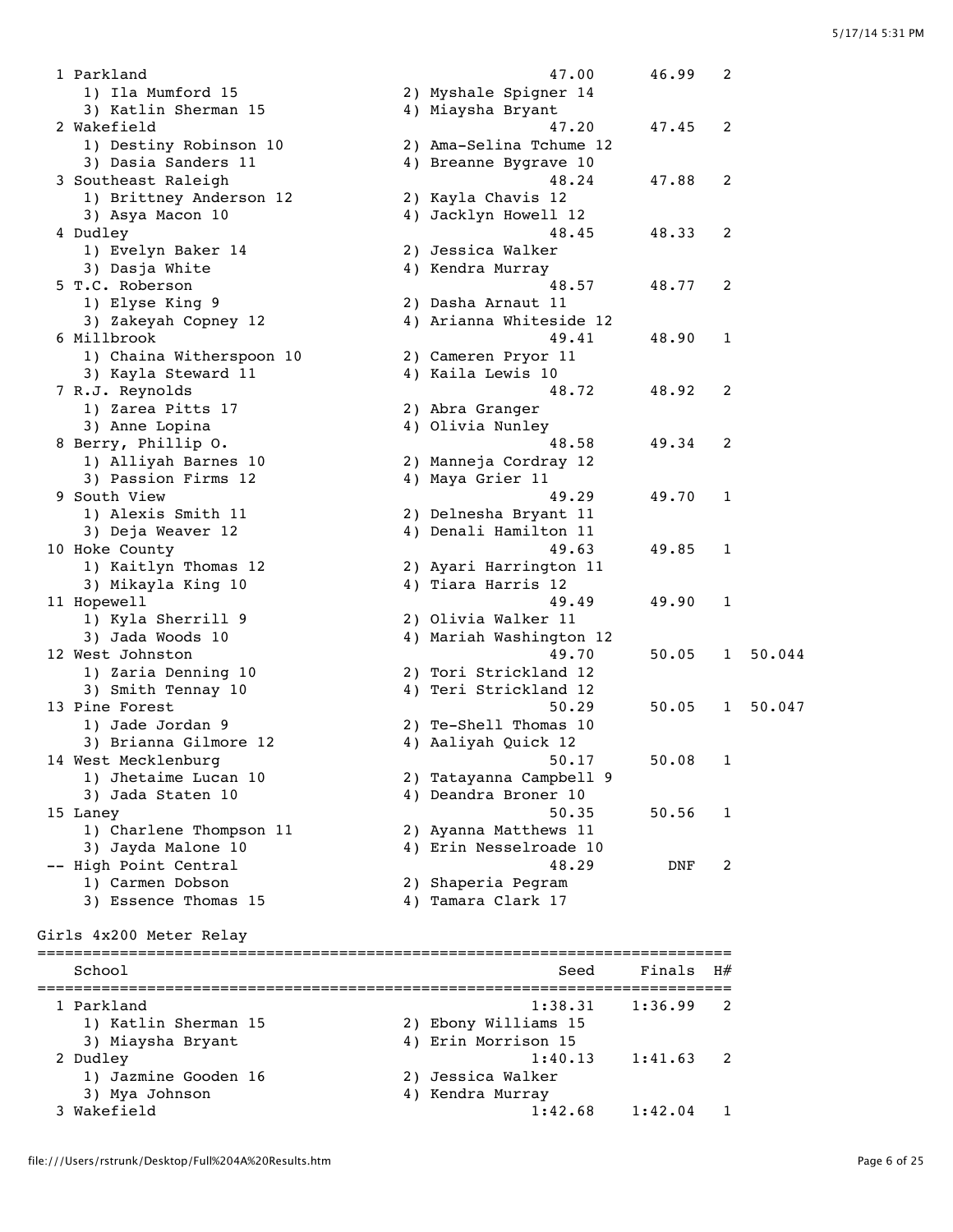| Place | School | Seed | Finals | H# | |
|---|---|---|---|---|---|
| 1 | Parkland | 47.00 | 46.99 | 2 | |
| | 1) Ila Mumford 15, 2) Myshale Spigner 14, 3) Katlin Sherman 15, 4) Miaysha Bryant | | | | |
| 2 | Wakefield | 47.20 | 47.45 | 2 | |
| | 1) Destiny Robinson 10, 2) Ama-Selina Tchume 12, 3) Dasia Sanders 11, 4) Breanne Bygrave 10 | | | | |
| 3 | Southeast Raleigh | 48.24 | 47.88 | 2 | |
| | 1) Brittney Anderson 12, 2) Kayla Chavis 12, 3) Asya Macon 10, 4) Jacklyn Howell 12 | | | | |
| 4 | Dudley | 48.45 | 48.33 | 2 | |
| | 1) Evelyn Baker 14, 2) Jessica Walker, 3) Dasja White, 4) Kendra Murray | | | | |
| 5 | T.C. Roberson | 48.57 | 48.77 | 2 | |
| | 1) Elyse King 9, 2) Dasha Arnaut 11, 3) Zakeyah Copney 12, 4) Arianna Whiteside 12 | | | | |
| 6 | Millbrook | 49.41 | 48.90 | 1 | |
| | 1) Chaina Witherspoon 10, 2) Cameren Pryor 11, 3) Kayla Steward 11, 4) Kaila Lewis 10 | | | | |
| 7 | R.J. Reynolds | 48.72 | 48.92 | 2 | |
| | 1) Zarea Pitts 17, 2) Abra Granger, 3) Anne Lopina, 4) Olivia Nunley | | | | |
| 8 | Berry, Phillip O. | 48.58 | 49.34 | 2 | |
| | 1) Alliyah Barnes 10, 2) Manneja Cordray 12, 3) Passion Firms 12, 4) Maya Grier 11 | | | | |
| 9 | South View | 49.29 | 49.70 | 1 | |
| | 1) Alexis Smith 11, 2) Delnesha Bryant 11, 3) Deja Weaver 12, 4) Denali Hamilton 11 | | | | |
| 10 | Hoke County | 49.63 | 49.85 | 1 | |
| | 1) Kaitlyn Thomas 12, 2) Ayari Harrington 11, 3) Mikayla King 10, 4) Tiara Harris 12 | | | | |
| 11 | Hopewell | 49.49 | 49.90 | 1 | |
| | 1) Kyla Sherrill 9, 2) Olivia Walker 11, 3) Jada Woods 10, 4) Mariah Washington 12 | | | | |
| 12 | West Johnston | 49.70 | 50.05 | 1 | 50.044 |
| | 1) Zaria Denning 10, 2) Tori Strickland 12, 3) Smith Tennay 10, 4) Teri Strickland 12 | | | | |
| 13 | Pine Forest | 50.29 | 50.05 | 1 | 50.047 |
| | 1) Jade Jordan 9, 2) Te-Shell Thomas 10, 3) Brianna Gilmore 12, 4) Aaliyah Quick 12 | | | | |
| 14 | West Mecklenburg | 50.17 | 50.08 | 1 | |
| | 1) Jhetaime Lucan 10, 2) Tatayanna Campbell 9, 3) Jada Staten 10, 4) Deandra Broner 10 | | | | |
| 15 | Laney | 50.35 | 50.56 | 1 | |
| | 1) Charlene Thompson 11, 2) Ayanna Matthews 11, 3) Jayda Malone 10, 4) Erin Nesselroade 10 | | | | |
| -- | High Point Central | 48.29 | DNF | 2 | |
| | 1) Carmen Dobson, 2) Shaperia Pegram, 3) Essence Thomas 15, 4) Tamara Clark 17 | | | | |

## Girls 4x200 Meter Relay

| Place | School | Seed | Finals | H# |
|---|---|---|---|---|
| 1 | Parkland | 1:38.31 | 1:36.99 | 2 |
| | 1) Katlin Sherman 15, 2) Ebony Williams 15, 3) Miaysha Bryant, 4) Erin Morrison 15 | | | |
| 2 | Dudley | 1:40.13 | 1:41.63 | 2 |
| | 1) Jazmine Gooden 16, 2) Jessica Walker, 3) Mya Johnson, 4) Kendra Murray | | | |
| 3 | Wakefield | 1:42.68 | 1:42.04 | 1 |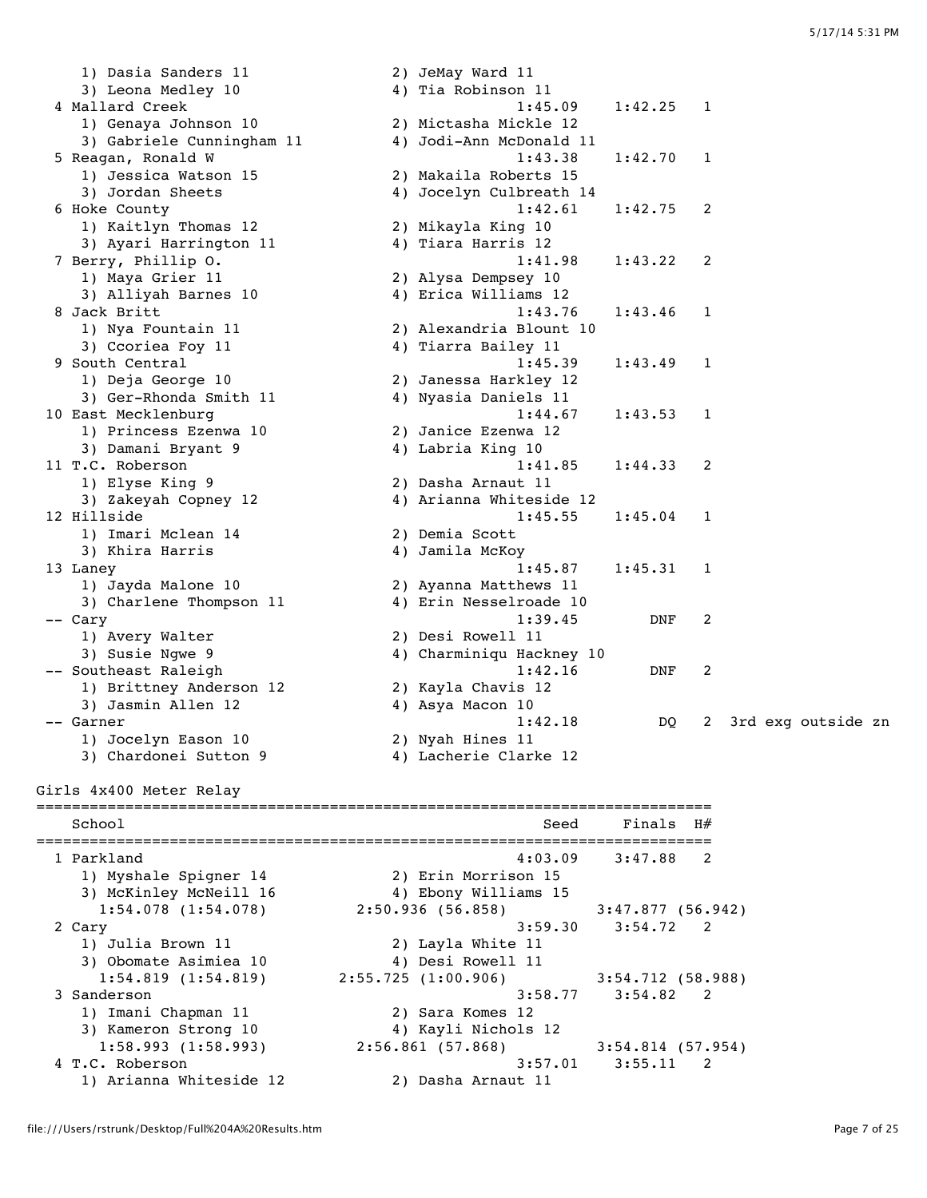```
    1) Dasia Sanders 11               2) JeMay Ward 11
    3) Leona Medley 10                4) Tia Robinson 11
  4 Mallard Creek                                1:45.09    1:42.25   1
    1) Genaya Johnson 10              2) Mictasha Mickle 12
    3) Gabriele Cunningham 11         4) Jodi-Ann McDonald 11
  5 Reagan, Ronald W                             1:43.38    1:42.70   1
    1) Jessica Watson 15              2) Makaila Roberts 15
    3) Jordan Sheets                  4) Jocelyn Culbreath 14
  6 Hoke County                                  1:42.61    1:42.75   2
    1) Kaitlyn Thomas 12              2) Mikayla King 10
    3) Ayari Harrington 11            4) Tiara Harris 12
  7 Berry, Phillip O.                            1:41.98    1:43.22   2
    1) Maya Grier 11                  2) Alysa Dempsey 10
    3) Alliyah Barnes 10              4) Erica Williams 12
  8 Jack Britt                                   1:43.76    1:43.46   1
    1) Nya Fountain 11                2) Alexandria Blount 10
    3) Ccoriea Foy 11                 4) Tiarra Bailey 11
  9 South Central                                1:45.39    1:43.49   1
    1) Deja George 10                 2) Janessa Harkley 12
    3) Ger-Rhonda Smith 11            4) Nyasia Daniels 11
 10 East Mecklenburg                             1:44.67    1:43.53   1
    1) Princess Ezenwa 10             2) Janice Ezenwa 12
    3) Damani Bryant 9                4) Labria King 10
 11 T.C. Roberson                                1:41.85    1:44.33   2
    1) Elyse King 9                   2) Dasha Arnaut 11
    3) Zakeyah Copney 12              4) Arianna Whiteside 12
 12 Hillside                                     1:45.55    1:45.04   1
    1) Imari Mclean 14                2) Demia Scott
    3) Khira Harris                   4) Jamila McKoy
 13 Laney                                        1:45.87    1:45.31   1
    1) Jayda Malone 10                2) Ayanna Matthews 11
    3) Charlene Thompson 11           4) Erin Nesselroade 10
 -- Cary                                         1:39.45        DNF   2
    1) Avery Walter                   2) Desi Rowell 11
    3) Susie Ngwe 9                   4) Charminiqu Hackney 10
 -- Southeast Raleigh                            1:42.16        DNF   2
    1) Brittney Anderson 12           2) Kayla Chavis 12
    3) Jasmin Allen 12                4) Asya Macon 10
 -- Garner                                       1:42.18         DQ   2  3rd exg outside zn
    1) Jocelyn Eason 10               2) Nyah Hines 11
    3) Chardonei Sutton 9             4) Lacherie Clarke 12

Girls 4x400 Meter Relay
==========================================================================
    School                                          Seed     Finals  H#
==========================================================================
  1 Parkland                                     4:03.09    3:47.88   2
    1) Myshale Spigner 14             2) Erin Morrison 15
    3) McKinley McNeill 16            4) Ebony Williams 15
      1:54.078 (1:54.078)        2:50.936 (56.858)        3:47.877 (56.942)
  2 Cary                                         3:59.30    3:54.72   2
    1) Julia Brown 11                 2) Layla White 11
    3) Obomate Asimiea 10             4) Desi Rowell 11
      1:54.819 (1:54.819)        2:55.725 (1:00.906)      3:54.712 (58.988)
  3 Sanderson                                    3:58.77    3:54.82   2
    1) Imani Chapman 11               2) Sara Komes 12
    3) Kameron Strong 10              4) Kayli Nichols 12
      1:58.993 (1:58.993)        2:56.861 (57.868)        3:54.814 (57.954)
  4 T.C. Roberson                                3:57.01    3:55.11   2
    1) Arianna Whiteside 12           2) Dasha Arnaut 11
```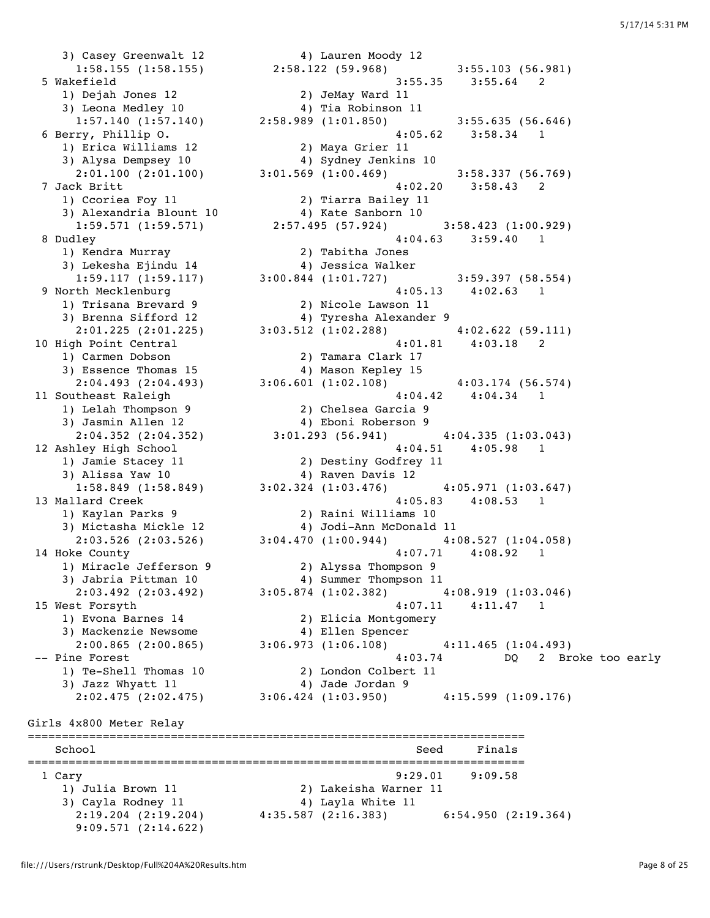```
    3) Casey Greenwalt 12            4) Lauren Moody 12
      1:58.155 (1:58.155)      2:58.122 (59.968)        3:55.103 (56.981)
  5 Wakefield                                      3:55.35    3:55.64   2
    1) Dejah Jones 12                2) JeMay Ward 11
    3) Leona Medley 10               4) Tia Robinson 11
      1:57.140 (1:57.140)     2:58.989 (1:01.850)       3:55.635 (56.646)
  6 Berry, Phillip O.                              4:05.62    3:58.34   1
    1) Erica Williams 12             2) Maya Grier 11
    3) Alysa Dempsey 10              4) Sydney Jenkins 10
      2:01.100 (2:01.100)     3:01.569 (1:00.469)       3:58.337 (56.769)
  7 Jack Britt                                     4:02.20    3:58.43   2
    1) Ccoriea Foy 11                2) Tiarra Bailey 11
    3) Alexandria Blount 10          4) Kate Sanborn 10
      1:59.571 (1:59.571)      2:57.495 (57.924)      3:58.423 (1:00.929)
  8 Dudley                                         4:04.63    3:59.40   1
    1) Kendra Murray                 2) Tabitha Jones
    3) Lekesha Ejindu 14             4) Jessica Walker
      1:59.117 (1:59.117)     3:00.844 (1:01.727)       3:59.397 (58.554)
  9 North Mecklenburg                              4:05.13    4:02.63   1
    1) Trisana Brevard 9             2) Nicole Lawson 11
    3) Brenna Sifford 12             4) Tyresha Alexander 9
      2:01.225 (2:01.225)     3:03.512 (1:02.288)       4:02.622 (59.111)
 10 High Point Central                             4:01.81    4:03.18   2
    1) Carmen Dobson                 2) Tamara Clark 17
    3) Essence Thomas 15             4) Mason Kepley 15
      2:04.493 (2:04.493)     3:06.601 (1:02.108)       4:03.174 (56.574)
 11 Southeast Raleigh                              4:04.42    4:04.34   1
    1) Lelah Thompson 9              2) Chelsea Garcia 9
    3) Jasmin Allen 12               4) Eboni Roberson 9
      2:04.352 (2:04.352)      3:01.293 (56.941)      4:04.335 (1:03.043)
 12 Ashley High School                             4:04.51    4:05.98   1
    1) Jamie Stacey 11               2) Destiny Godfrey 11
    3) Alissa Yaw 10                 4) Raven Davis 12
      1:58.849 (1:58.849)     3:02.324 (1:03.476)     4:05.971 (1:03.647)
 13 Mallard Creek                                  4:05.83    4:08.53   1
    1) Kaylan Parks 9                2) Raini Williams 10
    3) Mictasha Mickle 12            4) Jodi-Ann McDonald 11
      2:03.526 (2:03.526)     3:04.470 (1:00.944)     4:08.527 (1:04.058)
 14 Hoke County                                    4:07.71    4:08.92   1
    1) Miracle Jefferson 9           2) Alyssa Thompson 9
    3) Jabria Pittman 10             4) Summer Thompson 11
      2:03.492 (2:03.492)     3:05.874 (1:02.382)     4:08.919 (1:03.046)
 15 West Forsyth                                   4:07.11    4:11.47   1
    1) Evona Barnes 14               2) Elicia Montgomery
    3) Mackenzie Newsome             4) Ellen Spencer
      2:00.865 (2:00.865)     3:06.973 (1:06.108)     4:11.465 (1:04.493)
 -- Pine Forest                                    4:03.74         DQ   2  Broke too early
    1) Te-Shell Thomas 10            2) London Colbert 11
    3) Jazz Whyatt 11                4) Jade Jordan 9
      2:02.475 (2:02.475)     3:06.424 (1:03.950)     4:15.599 (1:09.176)

Girls 4x800 Meter Relay
========================================================================
    School                                            Seed     Finals
========================================================================
  1 Cary                                           9:29.01    9:09.58
    1) Julia Brown 11                2) Lakeisha Warner 11
    3) Cayla Rodney 11               4) Layla White 11
      2:19.204 (2:19.204)     4:35.587 (2:16.383)       6:54.950 (2:19.364)
      9:09.571 (2:14.622)
```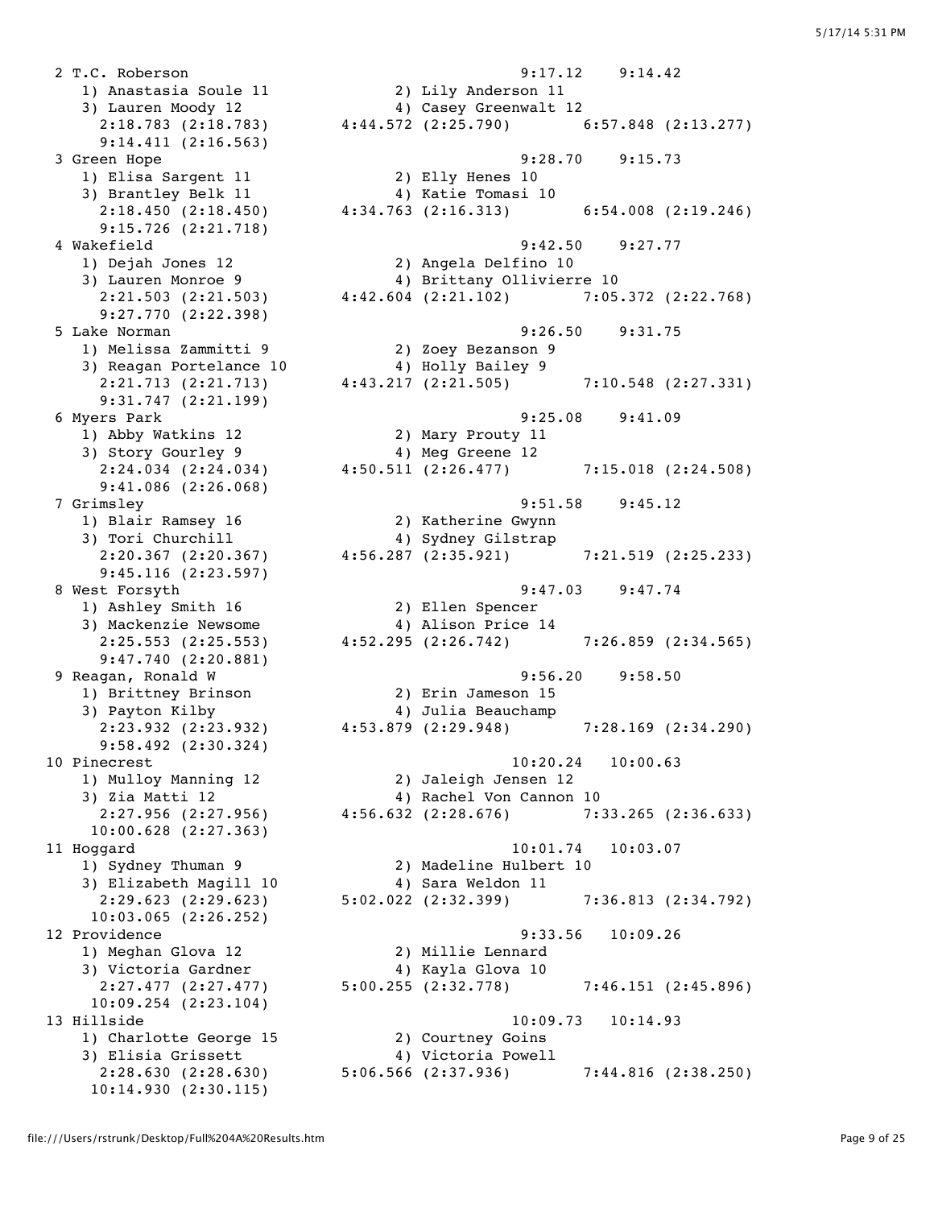```
 2 T.C. Roberson                                         9:17.12    9:14.42
    1) Anastasia Soule 11            2) Lily Anderson 11
    3) Lauren Moody 12               4) Casey Greenwalt 12
      2:18.783 (2:18.783)       4:44.572 (2:25.790)        6:57.848 (2:13.277)
      9:14.411 (2:16.563)
 3 Green Hope                                            9:28.70    9:15.73
    1) Elisa Sargent 11              2) Elly Henes 10
    3) Brantley Belk 11              4) Katie Tomasi 10
      2:18.450 (2:18.450)       4:34.763 (2:16.313)        6:54.008 (2:19.246)
      9:15.726 (2:21.718)
 4 Wakefield                                             9:42.50    9:27.77
    1) Dejah Jones 12                2) Angela Delfino 10
    3) Lauren Monroe 9               4) Brittany Ollivierre 10
      2:21.503 (2:21.503)       4:42.604 (2:21.102)        7:05.372 (2:22.768)
      9:27.770 (2:22.398)
 5 Lake Norman                                           9:26.50    9:31.75
    1) Melissa Zammitti 9            2) Zoey Bezanson 9
    3) Reagan Portelance 10          4) Holly Bailey 9
      2:21.713 (2:21.713)       4:43.217 (2:21.505)        7:10.548 (2:27.331)
      9:31.747 (2:21.199)
 6 Myers Park                                            9:25.08    9:41.09
    1) Abby Watkins 12               2) Mary Prouty 11
    3) Story Gourley 9               4) Meg Greene 12
      2:24.034 (2:24.034)       4:50.511 (2:26.477)        7:15.018 (2:24.508)
      9:41.086 (2:26.068)
 7 Grimsley                                              9:51.58    9:45.12
    1) Blair Ramsey 16               2) Katherine Gwynn
    3) Tori Churchill                4) Sydney Gilstrap
      2:20.367 (2:20.367)       4:56.287 (2:35.921)        7:21.519 (2:25.233)
      9:45.116 (2:23.597)
 8 West Forsyth                                          9:47.03    9:47.74
    1) Ashley Smith 16               2) Ellen Spencer
    3) Mackenzie Newsome             4) Alison Price 14
      2:25.553 (2:25.553)       4:52.295 (2:26.742)        7:26.859 (2:34.565)
      9:47.740 (2:20.881)
 9 Reagan, Ronald W                                      9:56.20    9:58.50
    1) Brittney Brinson              2) Erin Jameson 15
    3) Payton Kilby                  4) Julia Beauchamp
      2:23.932 (2:23.932)       4:53.879 (2:29.948)        7:28.169 (2:34.290)
      9:58.492 (2:30.324)
10 Pinecrest                                            10:20.24   10:00.63
    1) Mulloy Manning 12             2) Jaleigh Jensen 12
    3) Zia Matti 12                  4) Rachel Von Cannon 10
      2:27.956 (2:27.956)       4:56.632 (2:28.676)        7:33.265 (2:36.633)
     10:00.628 (2:27.363)
11 Hoggard                                              10:01.74   10:03.07
    1) Sydney Thuman 9               2) Madeline Hulbert 10
    3) Elizabeth Magill 10           4) Sara Weldon 11
      2:29.623 (2:29.623)       5:02.022 (2:32.399)        7:36.813 (2:34.792)
     10:03.065 (2:26.252)
12 Providence                                            9:33.56   10:09.26
    1) Meghan Glova 12               2) Millie Lennard
    3) Victoria Gardner              4) Kayla Glova 10
      2:27.477 (2:27.477)       5:00.255 (2:32.778)        7:46.151 (2:45.896)
     10:09.254 (2:23.104)
13 Hillside                                             10:09.73   10:14.93
    1) Charlotte George 15           2) Courtney Goins
    3) Elisia Grissett               4) Victoria Powell
      2:28.630 (2:28.630)       5:06.566 (2:37.936)        7:44.816 (2:38.250)
     10:14.930 (2:30.115)
```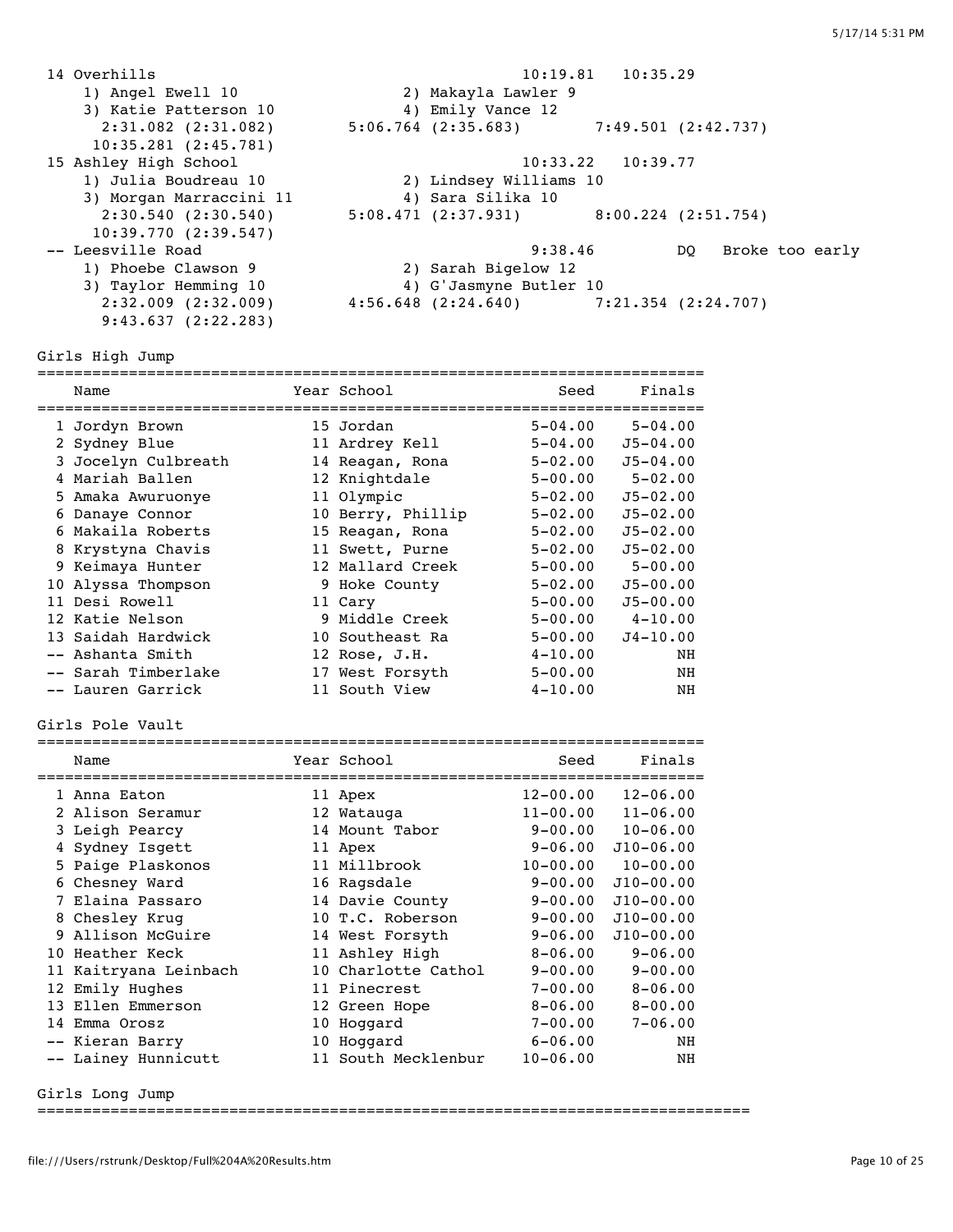```
 14 Overhills                                         10:19.81   10:35.29
     1) Angel Ewell 10                 2) Makayla Lawler 9
     3) Katie Patterson 10             4) Emily Vance 12
       2:31.082 (2:31.082)       5:06.764 (2:35.683)       7:49.501 (2:42.737)
      10:35.281 (2:45.781)
 15 Ashley High School                                10:33.22   10:39.77
     1) Julia Boudreau 10              2) Lindsey Williams 10
     3) Morgan Marraccini 11           4) Sara Silika 10
       2:30.540 (2:30.540)       5:08.471 (2:37.931)       8:00.224 (2:51.754)
      10:39.770 (2:39.547)
 -- Leesville Road                                     9:38.46         DQ   Broke too early
     1) Phoebe Clawson 9               2) Sarah Bigelow 12
     3) Taylor Hemming 10              4) G'Jasmyne Butler 10
       2:32.009 (2:32.009)       4:56.648 (2:24.640)       7:21.354 (2:24.707)
       9:43.637 (2:22.283)
```

## Girls High Jump

| | Name | Year | School | Seed | Finals |
|---|---|---|---|---|---|
| 1 | Jordyn Brown | 15 | Jordan | 5-04.00 | 5-04.00 |
| 2 | Sydney Blue | 11 | Ardrey Kell | 5-04.00 | J5-04.00 |
| 3 | Jocelyn Culbreath | 14 | Reagan, Rona | 5-02.00 | J5-04.00 |
| 4 | Mariah Ballen | 12 | Knightdale | 5-00.00 | 5-02.00 |
| 5 | Amaka Awuruonye | 11 | Olympic | 5-02.00 | J5-02.00 |
| 6 | Danaye Connor | 10 | Berry, Phillip | 5-02.00 | J5-02.00 |
| 6 | Makaila Roberts | 15 | Reagan, Rona | 5-02.00 | J5-02.00 |
| 8 | Krystyna Chavis | 11 | Swett, Purne | 5-02.00 | J5-02.00 |
| 9 | Keimaya Hunter | 12 | Mallard Creek | 5-00.00 | 5-00.00 |
| 10 | Alyssa Thompson | 9 | Hoke County | 5-02.00 | J5-00.00 |
| 11 | Desi Rowell | 11 | Cary | 5-00.00 | J5-00.00 |
| 12 | Katie Nelson | 9 | Middle Creek | 5-00.00 | 4-10.00 |
| 13 | Saidah Hardwick | 10 | Southeast Ra | 5-00.00 | J4-10.00 |
| -- | Ashanta Smith | 12 | Rose, J.H. | 4-10.00 | NH |
| -- | Sarah Timberlake | 17 | West Forsyth | 5-00.00 | NH |
| -- | Lauren Garrick | 11 | South View | 4-10.00 | NH |

## Girls Pole Vault

| | Name | Year | School | Seed | Finals |
|---|---|---|---|---|---|
| 1 | Anna Eaton | 11 | Apex | 12-00.00 | 12-06.00 |
| 2 | Alison Seramur | 12 | Watauga | 11-00.00 | 11-06.00 |
| 3 | Leigh Pearcy | 14 | Mount Tabor | 9-00.00 | 10-06.00 |
| 4 | Sydney Isgett | 11 | Apex | 9-06.00 | J10-06.00 |
| 5 | Paige Plaskonos | 11 | Millbrook | 10-00.00 | 10-00.00 |
| 6 | Chesney Ward | 16 | Ragsdale | 9-00.00 | J10-00.00 |
| 7 | Elaina Passaro | 14 | Davie County | 9-00.00 | J10-00.00 |
| 8 | Chesley Krug | 10 | T.C. Roberson | 9-00.00 | J10-00.00 |
| 9 | Allison McGuire | 14 | West Forsyth | 9-06.00 | J10-00.00 |
| 10 | Heather Keck | 11 | Ashley High | 8-06.00 | 9-06.00 |
| 11 | Kaitryana Leinbach | 10 | Charlotte Cathol | 9-00.00 | 9-00.00 |
| 12 | Emily Hughes | 11 | Pinecrest | 7-00.00 | 8-06.00 |
| 13 | Ellen Emmerson | 12 | Green Hope | 8-06.00 | 8-00.00 |
| 14 | Emma Orosz | 10 | Hoggard | 7-00.00 | 7-06.00 |
| -- | Kieran Barry | 10 | Hoggard | 6-06.00 | NH |
| -- | Lainey Hunnicutt | 11 | South Mecklenbur | 10-06.00 | NH |

## Girls Long Jump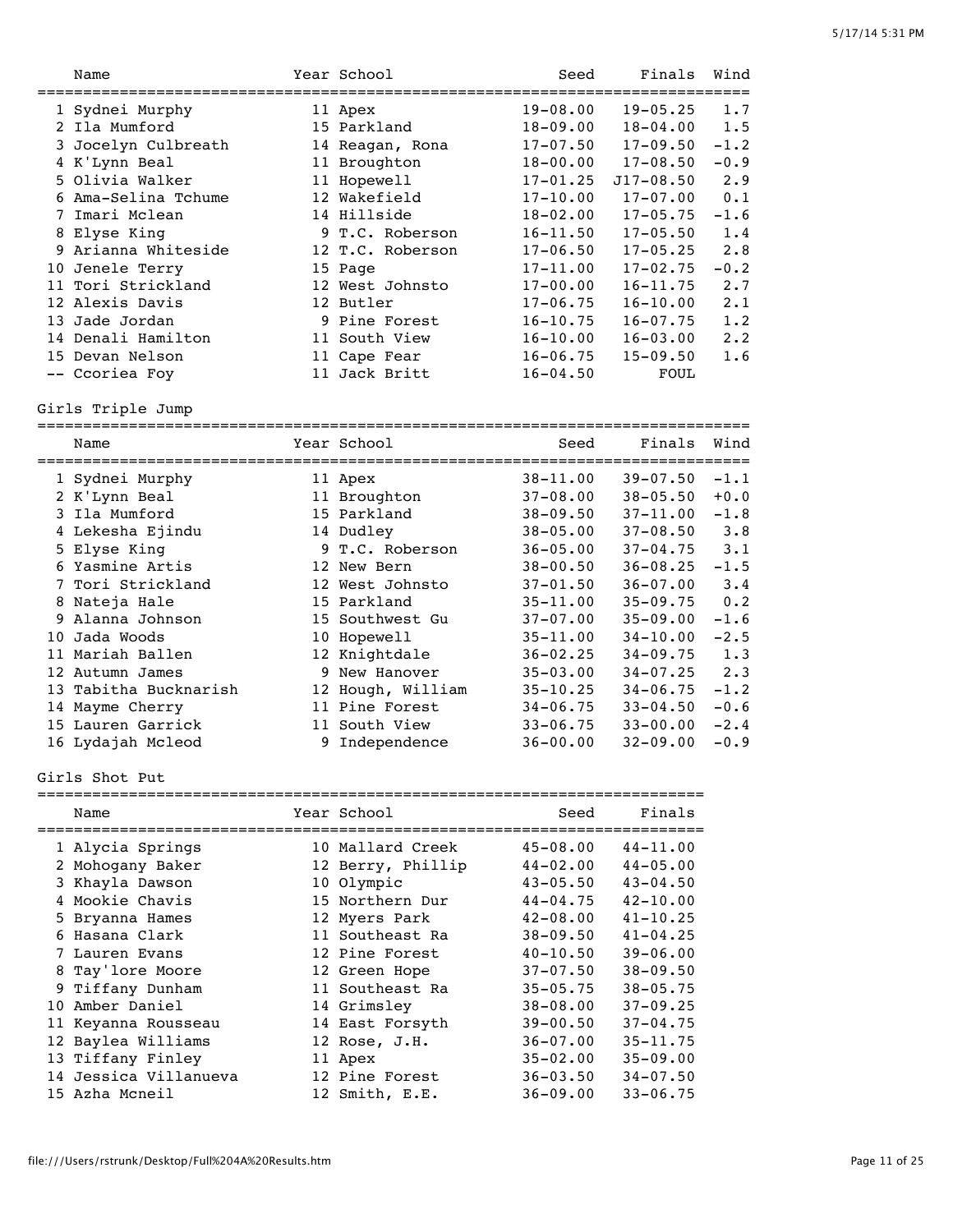| Place | Name | Year | School | Seed | Finals | Wind |
|---|---|---|---|---|---|---|
| 1 | Sydnei Murphy | 11 | Apex | 19-08.00 | 19-05.25 | 1.7 |
| 2 | Ila Mumford | 15 | Parkland | 18-09.00 | 18-04.00 | 1.5 |
| 3 | Jocelyn Culbreath | 14 | Reagan, Rona | 17-07.50 | 17-09.50 | -1.2 |
| 4 | K'Lynn Beal | 11 | Broughton | 18-00.00 | 17-08.50 | -0.9 |
| 5 | Olivia Walker | 11 | Hopewell | 17-01.25 | J17-08.50 | 2.9 |
| 6 | Ama-Selina Tchume | 12 | Wakefield | 17-10.00 | 17-07.00 | 0.1 |
| 7 | Imari Mclean | 14 | Hillside | 18-02.00 | 17-05.75 | -1.6 |
| 8 | Elyse King | 9 | T.C. Roberson | 16-11.50 | 17-05.50 | 1.4 |
| 9 | Arianna Whiteside | 12 | T.C. Roberson | 17-06.50 | 17-05.25 | 2.8 |
| 10 | Jenele Terry | 15 | Page | 17-11.00 | 17-02.75 | -0.2 |
| 11 | Tori Strickland | 12 | West Johnsto | 17-00.00 | 16-11.75 | 2.7 |
| 12 | Alexis Davis | 12 | Butler | 17-06.75 | 16-10.00 | 2.1 |
| 13 | Jade Jordan | 9 | Pine Forest | 16-10.75 | 16-07.75 | 1.2 |
| 14 | Denali Hamilton | 11 | South View | 16-10.00 | 16-03.00 | 2.2 |
| 15 | Devan Nelson | 11 | Cape Fear | 16-06.75 | 15-09.50 | 1.6 |
| -- | Ccoriea Foy | 11 | Jack Britt | 16-04.50 | FOUL | |

## Girls Triple Jump

| Place | Name | Year | School | Seed | Finals | Wind |
|---|---|---|---|---|---|---|
| 1 | Sydnei Murphy | 11 | Apex | 38-11.00 | 39-07.50 | -1.1 |
| 2 | K'Lynn Beal | 11 | Broughton | 37-08.00 | 38-05.50 | +0.0 |
| 3 | Ila Mumford | 15 | Parkland | 38-09.50 | 37-11.00 | -1.8 |
| 4 | Lekesha Ejindu | 14 | Dudley | 38-05.00 | 37-08.50 | 3.8 |
| 5 | Elyse King | 9 | T.C. Roberson | 36-05.00 | 37-04.75 | 3.1 |
| 6 | Yasmine Artis | 12 | New Bern | 38-00.50 | 36-08.25 | -1.5 |
| 7 | Tori Strickland | 12 | West Johnsto | 37-01.50 | 36-07.00 | 3.4 |
| 8 | Nateja Hale | 15 | Parkland | 35-11.00 | 35-09.75 | 0.2 |
| 9 | Alanna Johnson | 15 | Southwest Gu | 37-07.00 | 35-09.00 | -1.6 |
| 10 | Jada Woods | 10 | Hopewell | 35-11.00 | 34-10.00 | -2.5 |
| 11 | Mariah Ballen | 12 | Knightdale | 36-02.25 | 34-09.75 | 1.3 |
| 12 | Autumn James | 9 | New Hanover | 35-03.00 | 34-07.25 | 2.3 |
| 13 | Tabitha Bucknarish | 12 | Hough, William | 35-10.25 | 34-06.75 | -1.2 |
| 14 | Mayme Cherry | 11 | Pine Forest | 34-06.75 | 33-04.50 | -0.6 |
| 15 | Lauren Garrick | 11 | South View | 33-06.75 | 33-00.00 | -2.4 |
| 16 | Lydajah Mcleod | 9 | Independence | 36-00.00 | 32-09.00 | -0.9 |

## Girls Shot Put

| Place | Name | Year | School | Seed | Finals |
|---|---|---|---|---|---|
| 1 | Alycia Springs | 10 | Mallard Creek | 45-08.00 | 44-11.00 |
| 2 | Mohogany Baker | 12 | Berry, Phillip | 44-02.00 | 44-05.00 |
| 3 | Khayla Dawson | 10 | Olympic | 43-05.50 | 43-04.50 |
| 4 | Mookie Chavis | 15 | Northern Dur | 44-04.75 | 42-10.00 |
| 5 | Bryanna Hames | 12 | Myers Park | 42-08.00 | 41-10.25 |
| 6 | Hasana Clark | 11 | Southeast Ra | 38-09.50 | 41-04.25 |
| 7 | Lauren Evans | 12 | Pine Forest | 40-10.50 | 39-06.00 |
| 8 | Tay'lore Moore | 12 | Green Hope | 37-07.50 | 38-09.50 |
| 9 | Tiffany Dunham | 11 | Southeast Ra | 35-05.75 | 38-05.75 |
| 10 | Amber Daniel | 14 | Grimsley | 38-08.00 | 37-09.25 |
| 11 | Keyanna Rousseau | 14 | East Forsyth | 39-00.50 | 37-04.75 |
| 12 | Baylea Williams | 12 | Rose, J.H. | 36-07.00 | 35-11.75 |
| 13 | Tiffany Finley | 11 | Apex | 35-02.00 | 35-09.00 |
| 14 | Jessica Villanueva | 12 | Pine Forest | 36-03.50 | 34-07.50 |
| 15 | Azha Mcneil | 12 | Smith, E.E. | 36-09.00 | 33-06.75 |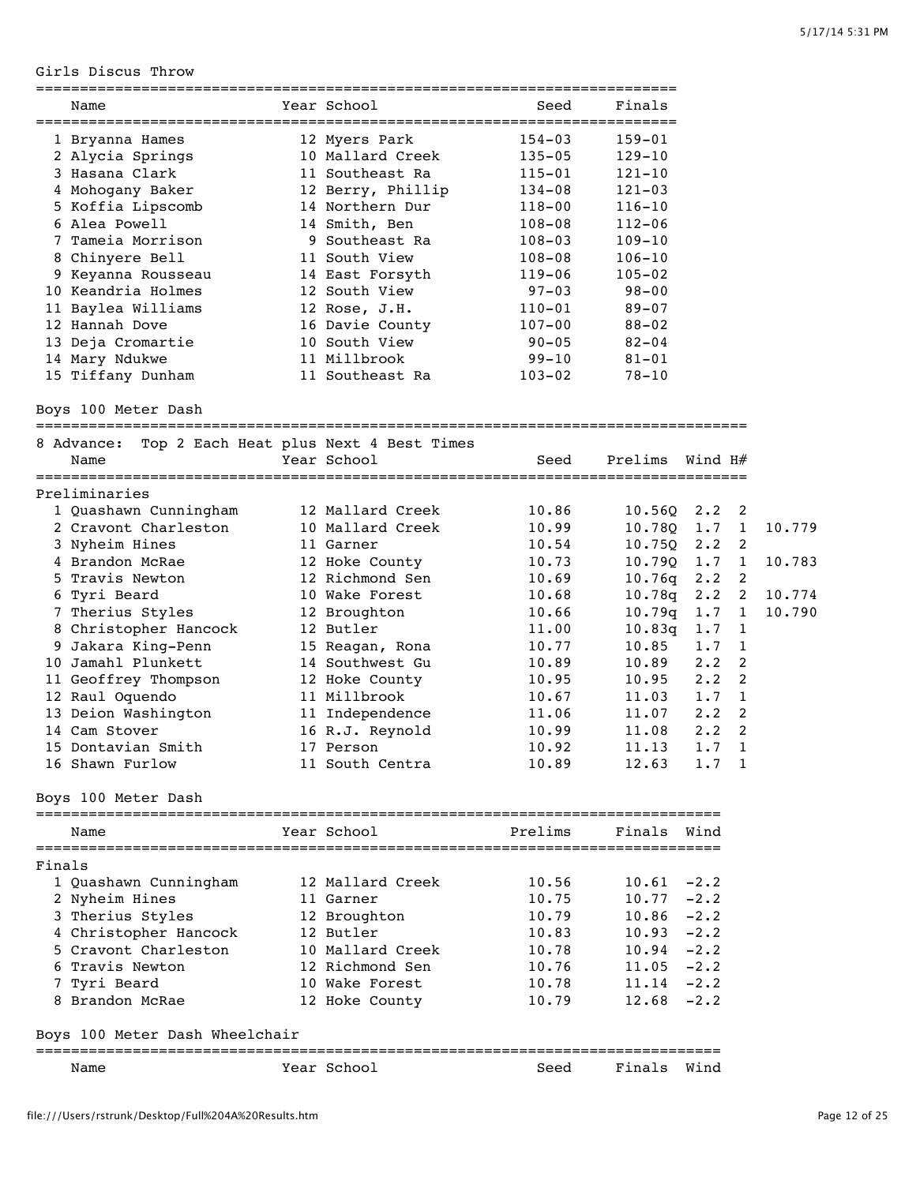## Girls Discus Throw

| | Name | Year | School | Seed | Finals |
|---|---|---|---|---|---|
| 1 | Bryanna Hames | 12 | Myers Park | 154-03 | 159-01 |
| 2 | Alycia Springs | 10 | Mallard Creek | 135-05 | 129-10 |
| 3 | Hasana Clark | 11 | Southeast Ra | 115-01 | 121-10 |
| 4 | Mohogany Baker | 12 | Berry, Phillip | 134-08 | 121-03 |
| 5 | Koffia Lipscomb | 14 | Northern Dur | 118-00 | 116-10 |
| 6 | Alea Powell | 14 | Smith, Ben | 108-08 | 112-06 |
| 7 | Tameia Morrison | 9 | Southeast Ra | 108-03 | 109-10 |
| 8 | Chinyere Bell | 11 | South View | 108-08 | 106-10 |
| 9 | Keyanna Rousseau | 14 | East Forsyth | 119-06 | 105-02 |
| 10 | Keandria Holmes | 12 | South View | 97-03 | 98-00 |
| 11 | Baylea Williams | 12 | Rose, J.H. | 110-01 | 89-07 |
| 12 | Hannah Dove | 16 | Davie County | 107-00 | 88-02 |
| 13 | Deja Cromartie | 10 | South View | 90-05 | 82-04 |
| 14 | Mary Ndukwe | 11 | Millbrook | 99-10 | 81-01 |
| 15 | Tiffany Dunham | 11 | Southeast Ra | 103-02 | 78-10 |

## Boys 100 Meter Dash

8 Advance: Top 2 Each Heat plus Next 4 Best Times

Preliminaries

| | Name | Year | School | Seed | Prelims | Wind | H# | |
|---|---|---|---|---|---|---|---|---|
| 1 | Quashawn Cunningham | 12 | Mallard Creek | 10.86 | 10.56Q | 2.2 | 2 | |
| 2 | Cravont Charleston | 10 | Mallard Creek | 10.99 | 10.78Q | 1.7 | 1 | 10.779 |
| 3 | Nyheim Hines | 11 | Garner | 10.54 | 10.75Q | 2.2 | 2 | |
| 4 | Brandon McRae | 12 | Hoke County | 10.73 | 10.79Q | 1.7 | 1 | 10.783 |
| 5 | Travis Newton | 12 | Richmond Sen | 10.69 | 10.76q | 2.2 | 2 | |
| 6 | Tyri Beard | 10 | Wake Forest | 10.68 | 10.78q | 2.2 | 2 | 10.774 |
| 7 | Therius Styles | 12 | Broughton | 10.66 | 10.79q | 1.7 | 1 | 10.790 |
| 8 | Christopher Hancock | 12 | Butler | 11.00 | 10.83q | 1.7 | 1 | |
| 9 | Jakara King-Penn | 15 | Reagan, Rona | 10.77 | 10.85 | 1.7 | 1 | |
| 10 | Jamahl Plunkett | 14 | Southwest Gu | 10.89 | 10.89 | 2.2 | 2 | |
| 11 | Geoffrey Thompson | 12 | Hoke County | 10.95 | 10.95 | 2.2 | 2 | |
| 12 | Raul Oquendo | 11 | Millbrook | 10.67 | 11.03 | 1.7 | 1 | |
| 13 | Deion Washington | 11 | Independence | 11.06 | 11.07 | 2.2 | 2 | |
| 14 | Cam Stover | 16 | R.J. Reynold | 10.99 | 11.08 | 2.2 | 2 | |
| 15 | Dontavian Smith | 17 | Person | 10.92 | 11.13 | 1.7 | 1 | |
| 16 | Shawn Furlow | 11 | South Centra | 10.89 | 12.63 | 1.7 | 1 | |

## Boys 100 Meter Dash

Finals

| | Name | Year | School | Prelims | Finals | Wind |
|---|---|---|---|---|---|---|
| 1 | Quashawn Cunningham | 12 | Mallard Creek | 10.56 | 10.61 | -2.2 |
| 2 | Nyheim Hines | 11 | Garner | 10.75 | 10.77 | -2.2 |
| 3 | Therius Styles | 12 | Broughton | 10.79 | 10.86 | -2.2 |
| 4 | Christopher Hancock | 12 | Butler | 10.83 | 10.93 | -2.2 |
| 5 | Cravont Charleston | 10 | Mallard Creek | 10.78 | 10.94 | -2.2 |
| 6 | Travis Newton | 12 | Richmond Sen | 10.76 | 11.05 | -2.2 |
| 7 | Tyri Beard | 10 | Wake Forest | 10.78 | 11.14 | -2.2 |
| 8 | Brandon McRae | 12 | Hoke County | 10.79 | 12.68 | -2.2 |

## Boys 100 Meter Dash Wheelchair

| Name | Year | School | Seed | Finals | Wind |
|---|---|---|---|---|---|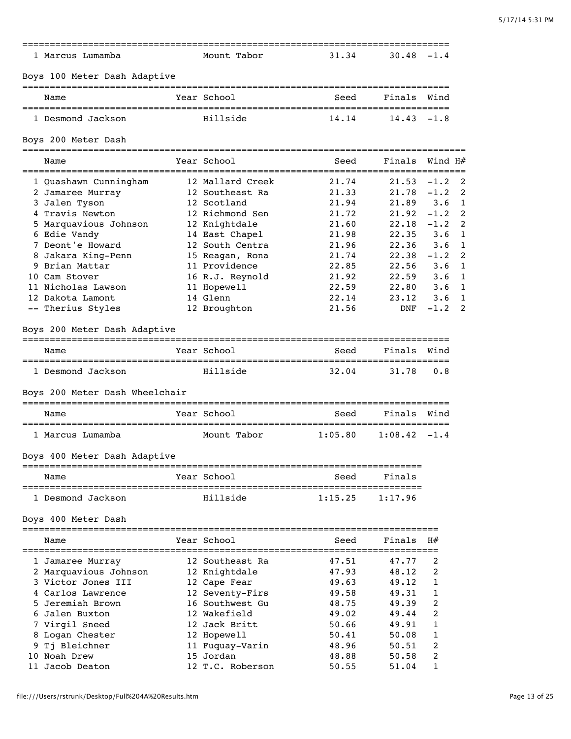| Place | Name | Year | School | Seed | Finals | Wind |
|---|---|---|---|---|---|---|
| 1 | Marcus Lumamba | | Mount Tabor | 31.34 | 30.48 | -1.4 |

## Boys 100 Meter Dash Adaptive

| Place | Name | Year | School | Seed | Finals | Wind |
|---|---|---|---|---|---|---|
| 1 | Desmond Jackson | | Hillside | 14.14 | 14.43 | -1.8 |

## Boys 200 Meter Dash

| Place | Name | Year | School | Seed | Finals | Wind | H# |
|---|---|---|---|---|---|---|---|
| 1 | Quashawn Cunningham | 12 | Mallard Creek | 21.74 | 21.53 | -1.2 | 2 |
| 2 | Jamaree Murray | 12 | Southeast Ra | 21.33 | 21.78 | -1.2 | 2 |
| 3 | Jalen Tyson | 12 | Scotland | 21.94 | 21.89 | 3.6 | 1 |
| 4 | Travis Newton | 12 | Richmond Sen | 21.72 | 21.92 | -1.2 | 2 |
| 5 | Marquavious Johnson | 12 | Knightdale | 21.60 | 22.18 | -1.2 | 2 |
| 6 | Edie Vandy | 14 | East Chapel | 21.98 | 22.35 | 3.6 | 1 |
| 7 | Deont'e Howard | 12 | South Centra | 21.96 | 22.36 | 3.6 | 1 |
| 8 | Jakara King-Penn | 15 | Reagan, Rona | 21.74 | 22.38 | -1.2 | 2 |
| 9 | Brian Mattar | 11 | Providence | 22.85 | 22.56 | 3.6 | 1 |
| 10 | Cam Stover | 16 | R.J. Reynold | 21.92 | 22.59 | 3.6 | 1 |
| 11 | Nicholas Lawson | 11 | Hopewell | 22.59 | 22.80 | 3.6 | 1 |
| 12 | Dakota Lamont | 14 | Glenn | 22.14 | 23.12 | 3.6 | 1 |
| -- | Therius Styles | 12 | Broughton | 21.56 | DNF | -1.2 | 2 |

## Boys 200 Meter Dash Adaptive

| Place | Name | Year | School | Seed | Finals | Wind |
|---|---|---|---|---|---|---|
| 1 | Desmond Jackson | | Hillside | 32.04 | 31.78 | 0.8 |

## Boys 200 Meter Dash Wheelchair

| Place | Name | Year | School | Seed | Finals | Wind |
|---|---|---|---|---|---|---|
| 1 | Marcus Lumamba | | Mount Tabor | 1:05.80 | 1:08.42 | -1.4 |

## Boys 400 Meter Dash Adaptive

| Place | Name | Year | School | Seed | Finals |
|---|---|---|---|---|---|
| 1 | Desmond Jackson | | Hillside | 1:15.25 | 1:17.96 |

## Boys 400 Meter Dash

| Place | Name | Year | School | Seed | Finals | H# |
|---|---|---|---|---|---|---|
| 1 | Jamaree Murray | 12 | Southeast Ra | 47.51 | 47.77 | 2 |
| 2 | Marquavious Johnson | 12 | Knightdale | 47.93 | 48.12 | 2 |
| 3 | Victor Jones III | 12 | Cape Fear | 49.63 | 49.12 | 1 |
| 4 | Carlos Lawrence | 12 | Seventy-Firs | 49.58 | 49.31 | 1 |
| 5 | Jeremiah Brown | 16 | Southwest Gu | 48.75 | 49.39 | 2 |
| 6 | Jalen Buxton | 12 | Wakefield | 49.02 | 49.44 | 2 |
| 7 | Virgil Sneed | 12 | Jack Britt | 50.66 | 49.91 | 1 |
| 8 | Logan Chester | 12 | Hopewell | 50.41 | 50.08 | 1 |
| 9 | Tj Bleichner | 11 | Fuquay-Varin | 48.96 | 50.51 | 2 |
| 10 | Noah Drew | 15 | Jordan | 48.88 | 50.58 | 2 |
| 11 | Jacob Deaton | 12 | T.C. Roberson | 50.55 | 51.04 | 1 |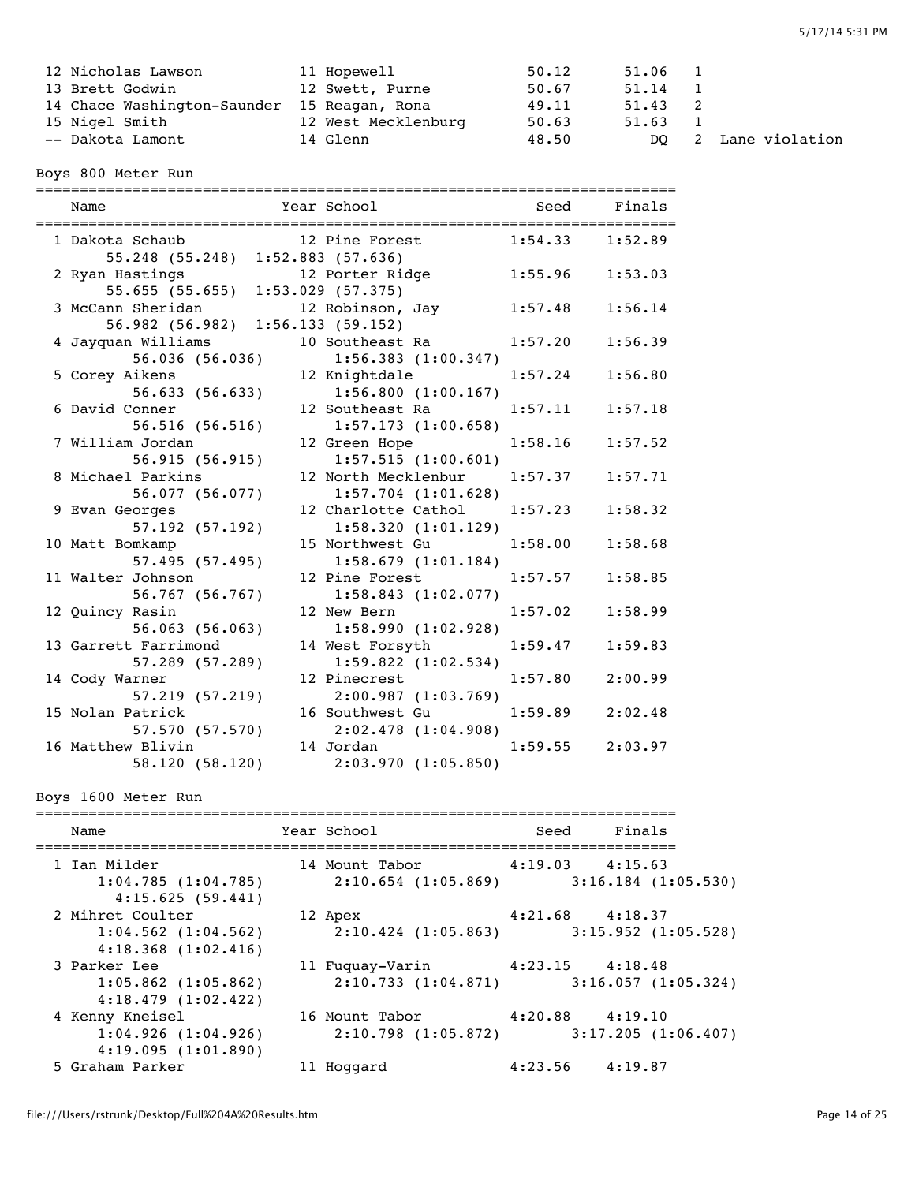| Place | Name | Year | School | Seed | Finals | H | Note |
|---|---|---|---|---|---|---|---|
| 12 | Nicholas Lawson | 11 | Hopewell | 50.12 | 51.06 | 1 | |
| 13 | Brett Godwin | 12 | Swett, Purne | 50.67 | 51.14 | 1 | |
| 14 | Chace Washington-Saunder | 15 | Reagan, Rona | 49.11 | 51.43 | 2 | |
| 15 | Nigel Smith | 12 | West Mecklenburg | 50.63 | 51.63 | 1 | |
| -- | Dakota Lamont | 14 | Glenn | 48.50 | DQ | 2 | Lane violation |

## Boys 800 Meter Run

| Place | Name | Year | School | Seed | Finals | Splits |
|---|---|---|---|---|---|---|
| 1 | Dakota Schaub | 12 | Pine Forest | 1:54.33 | 1:52.89 | 55.248 (55.248) 1:52.883 (57.636) |
| 2 | Ryan Hastings | 12 | Porter Ridge | 1:55.96 | 1:53.03 | 55.655 (55.655) 1:53.029 (57.375) |
| 3 | McCann Sheridan | 12 | Robinson, Jay | 1:57.48 | 1:56.14 | 56.982 (56.982) 1:56.133 (59.152) |
| 4 | Jayquan Williams | 10 | Southeast Ra | 1:57.20 | 1:56.39 | 56.036 (56.036) 1:56.383 (1:00.347) |
| 5 | Corey Aikens | 12 | Knightdale | 1:57.24 | 1:56.80 | 56.633 (56.633) 1:56.800 (1:00.167) |
| 6 | David Conner | 12 | Southeast Ra | 1:57.11 | 1:57.18 | 56.516 (56.516) 1:57.173 (1:00.658) |
| 7 | William Jordan | 12 | Green Hope | 1:58.16 | 1:57.52 | 56.915 (56.915) 1:57.515 (1:00.601) |
| 8 | Michael Parkins | 12 | North Mecklenbur | 1:57.37 | 1:57.71 | 56.077 (56.077) 1:57.704 (1:01.628) |
| 9 | Evan Georges | 12 | Charlotte Cathol | 1:57.23 | 1:58.32 | 57.192 (57.192) 1:58.320 (1:01.129) |
| 10 | Matt Bomkamp | 15 | Northwest Gu | 1:58.00 | 1:58.68 | 57.495 (57.495) 1:58.679 (1:01.184) |
| 11 | Walter Johnson | 12 | Pine Forest | 1:57.57 | 1:58.85 | 56.767 (56.767) 1:58.843 (1:02.077) |
| 12 | Quincy Rasin | 12 | New Bern | 1:57.02 | 1:58.99 | 56.063 (56.063) 1:58.990 (1:02.928) |
| 13 | Garrett Farrimond | 14 | West Forsyth | 1:59.47 | 1:59.83 | 57.289 (57.289) 1:59.822 (1:02.534) |
| 14 | Cody Warner | 12 | Pinecrest | 1:57.80 | 2:00.99 | 57.219 (57.219) 2:00.987 (1:03.769) |
| 15 | Nolan Patrick | 16 | Southwest Gu | 1:59.89 | 2:02.48 | 57.570 (57.570) 2:02.478 (1:04.908) |
| 16 | Matthew Blivin | 14 | Jordan | 1:59.55 | 2:03.97 | 58.120 (58.120) 2:03.970 (1:05.850) |

## Boys 1600 Meter Run

| Place | Name | Year | School | Seed | Finals | Splits |
|---|---|---|---|---|---|---|
| 1 | Ian Milder | 14 | Mount Tabor | 4:19.03 | 4:15.63 | 1:04.785 (1:04.785) 2:10.654 (1:05.869) 3:16.184 (1:05.530) 4:15.625 (59.441) |
| 2 | Mihret Coulter | 12 | Apex | 4:21.68 | 4:18.37 | 1:04.562 (1:04.562) 2:10.424 (1:05.863) 3:15.952 (1:05.528) 4:18.368 (1:02.416) |
| 3 | Parker Lee | 11 | Fuquay-Varin | 4:23.15 | 4:18.48 | 1:05.862 (1:05.862) 2:10.733 (1:04.871) 3:16.057 (1:05.324) 4:18.479 (1:02.422) |
| 4 | Kenny Kneisel | 16 | Mount Tabor | 4:20.88 | 4:19.10 | 1:04.926 (1:04.926) 2:10.798 (1:05.872) 3:17.205 (1:06.407) 4:19.095 (1:01.890) |
| 5 | Graham Parker | 11 | Hoggard | 4:23.56 | 4:19.87 | |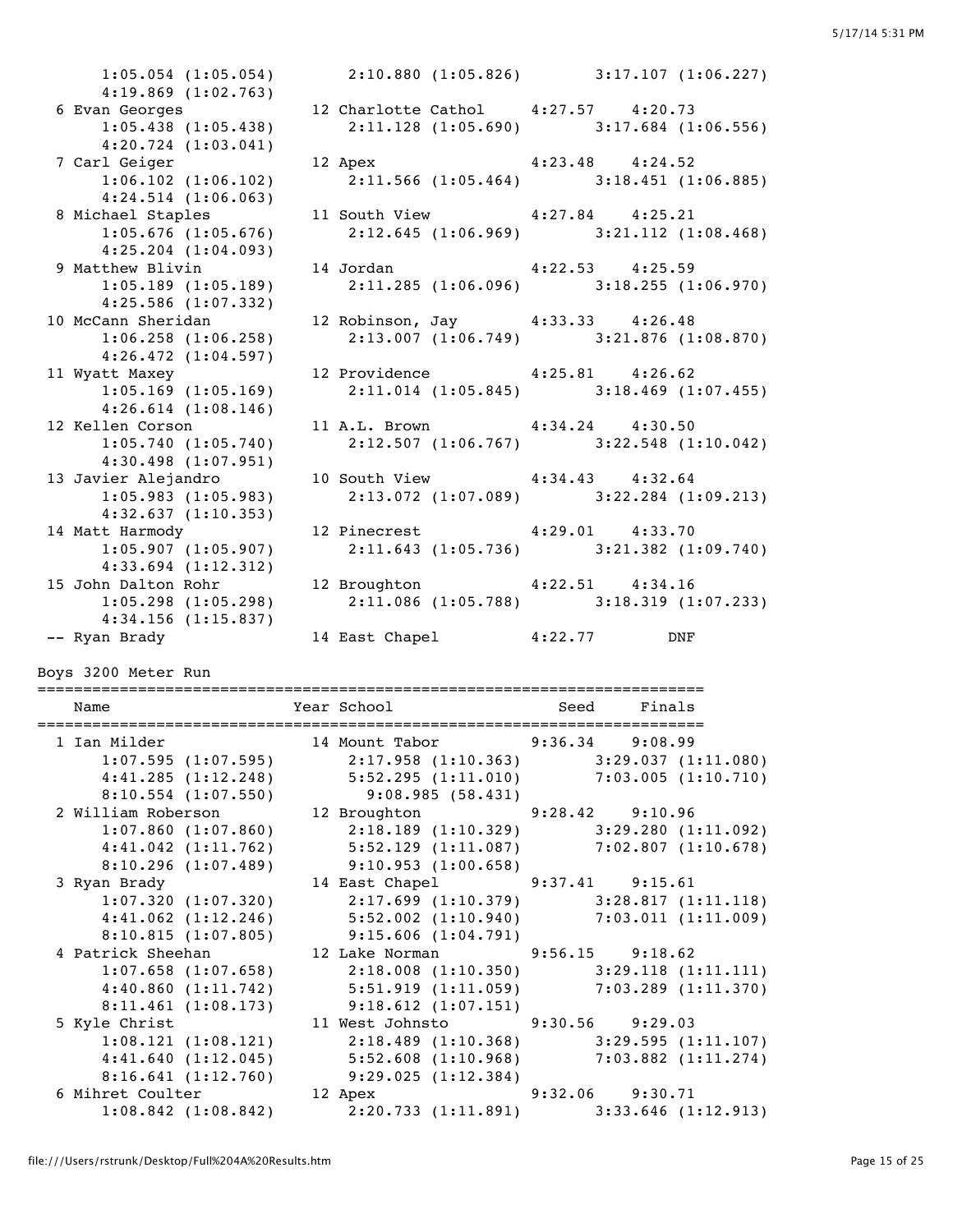```
      1:05.054 (1:05.054)       2:10.880 (1:05.826)       3:17.107 (1:06.227)
      4:19.869 (1:02.763)
  6 Evan Georges             12 Charlotte Cathol     4:27.57    4:20.73
      1:05.438 (1:05.438)       2:11.128 (1:05.690)       3:17.684 (1:06.556)
      4:20.724 (1:03.041)
  7 Carl Geiger              12 Apex                 4:23.48    4:24.52
      1:06.102 (1:06.102)       2:11.566 (1:05.464)       3:18.451 (1:06.885)
      4:24.514 (1:06.063)
  8 Michael Staples          11 South View           4:27.84    4:25.21
      1:05.676 (1:05.676)       2:12.645 (1:06.969)       3:21.112 (1:08.468)
      4:25.204 (1:04.093)
  9 Matthew Blivin           14 Jordan               4:22.53    4:25.59
      1:05.189 (1:05.189)       2:11.285 (1:06.096)       3:18.255 (1:06.970)
      4:25.586 (1:07.332)
 10 McCann Sheridan          12 Robinson, Jay        4:33.33    4:26.48
      1:06.258 (1:06.258)       2:13.007 (1:06.749)       3:21.876 (1:08.870)
      4:26.472 (1:04.597)
 11 Wyatt Maxey              12 Providence           4:25.81    4:26.62
      1:05.169 (1:05.169)       2:11.014 (1:05.845)       3:18.469 (1:07.455)
      4:26.614 (1:08.146)
 12 Kellen Corson            11 A.L. Brown           4:34.24    4:30.50
      1:05.740 (1:05.740)       2:12.507 (1:06.767)       3:22.548 (1:10.042)
      4:30.498 (1:07.951)
 13 Javier Alejandro         10 South View           4:34.43    4:32.64
      1:05.983 (1:05.983)       2:13.072 (1:07.089)       3:22.284 (1:09.213)
      4:32.637 (1:10.353)
 14 Matt Harmody             12 Pinecrest            4:29.01    4:33.70
      1:05.907 (1:05.907)       2:11.643 (1:05.736)       3:21.382 (1:09.740)
      4:33.694 (1:12.312)
 15 John Dalton Rohr         12 Broughton            4:22.51    4:34.16
      1:05.298 (1:05.298)       2:11.086 (1:05.788)       3:18.319 (1:07.233)
      4:34.156 (1:15.837)
 -- Ryan Brady               14 East Chapel          4:22.77        DNF
```

Boys 3200 Meter Run

```
=========================================================================
    Name                    Year School                  Seed     Finals
=========================================================================
  1 Ian Milder               14 Mount Tabor          9:36.34    9:08.99
      1:07.595 (1:07.595)       2:17.958 (1:10.363)       3:29.037 (1:11.080)
      4:41.285 (1:12.248)       5:52.295 (1:11.010)       7:03.005 (1:10.710)
      8:10.554 (1:07.550)         9:08.985 (58.431)
  2 William Roberson         12 Broughton            9:28.42    9:10.96
      1:07.860 (1:07.860)       2:18.189 (1:10.329)       3:29.280 (1:11.092)
      4:41.042 (1:11.762)       5:52.129 (1:11.087)       7:02.807 (1:10.678)
      8:10.296 (1:07.489)       9:10.953 (1:00.658)
  3 Ryan Brady               14 East Chapel          9:37.41    9:15.61
      1:07.320 (1:07.320)       2:17.699 (1:10.379)       3:28.817 (1:11.118)
      4:41.062 (1:12.246)       5:52.002 (1:10.940)       7:03.011 (1:11.009)
      8:10.815 (1:07.805)       9:15.606 (1:04.791)
  4 Patrick Sheehan          12 Lake Norman          9:56.15    9:18.62
      1:07.658 (1:07.658)       2:18.008 (1:10.350)       3:29.118 (1:11.111)
      4:40.860 (1:11.742)       5:51.919 (1:11.059)       7:03.289 (1:11.370)
      8:11.461 (1:08.173)       9:18.612 (1:07.151)
  5 Kyle Christ              11 West Johnsto         9:30.56    9:29.03
      1:08.121 (1:08.121)       2:18.489 (1:10.368)       3:29.595 (1:11.107)
      4:41.640 (1:12.045)       5:52.608 (1:10.968)       7:03.882 (1:11.274)
      8:16.641 (1:12.760)       9:29.025 (1:12.384)
  6 Mihret Coulter           12 Apex                 9:32.06    9:30.71
      1:08.842 (1:08.842)       2:20.733 (1:11.891)       3:33.646 (1:12.913)
```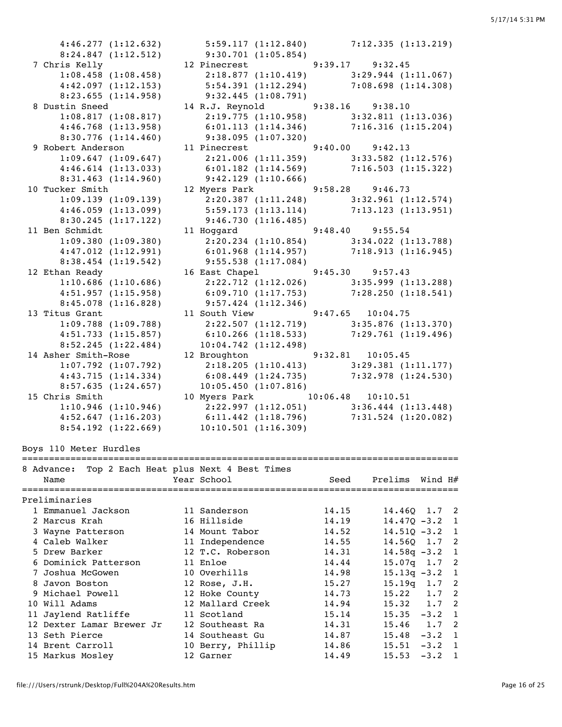```
     4:46.277 (1:12.632)      5:59.117 (1:12.840)      7:12.335 (1:13.219)
     8:24.847 (1:12.512)      9:30.701 (1:05.854)
 7 Chris Kelly              12 Pinecrest             9:39.17    9:32.45
     1:08.458 (1:08.458)      2:18.877 (1:10.419)      3:29.944 (1:11.067)
     4:42.097 (1:12.153)      5:54.391 (1:12.294)      7:08.698 (1:14.308)
     8:23.655 (1:14.958)      9:32.445 (1:08.791)
 8 Dustin Sneed             14 R.J. Reynold          9:38.16    9:38.10
     1:08.817 (1:08.817)      2:19.775 (1:10.958)      3:32.811 (1:13.036)
     4:46.768 (1:13.958)      6:01.113 (1:14.346)      7:16.316 (1:15.204)
     8:30.776 (1:14.460)      9:38.095 (1:07.320)
 9 Robert Anderson          11 Pinecrest             9:40.00    9:42.13
     1:09.647 (1:09.647)      2:21.006 (1:11.359)      3:33.582 (1:12.576)
     4:46.614 (1:13.033)      6:01.182 (1:14.569)      7:16.503 (1:15.322)
     8:31.463 (1:14.960)      9:42.129 (1:10.666)
10 Tucker Smith             12 Myers Park            9:58.28    9:46.73
     1:09.139 (1:09.139)      2:20.387 (1:11.248)      3:32.961 (1:12.574)
     4:46.059 (1:13.099)      5:59.173 (1:13.114)      7:13.123 (1:13.951)
     8:30.245 (1:17.122)      9:46.730 (1:16.485)
11 Ben Schmidt              11 Hoggard               9:48.40    9:55.54
     1:09.380 (1:09.380)      2:20.234 (1:10.854)      3:34.022 (1:13.788)
     4:47.012 (1:12.991)      6:01.968 (1:14.957)      7:18.913 (1:16.945)
     8:38.454 (1:19.542)      9:55.538 (1:17.084)
12 Ethan Ready              16 East Chapel           9:45.30    9:57.43
     1:10.686 (1:10.686)      2:22.712 (1:12.026)      3:35.999 (1:13.288)
     4:51.957 (1:15.958)      6:09.710 (1:17.753)      7:28.250 (1:18.541)
     8:45.078 (1:16.828)      9:57.424 (1:12.346)
13 Titus Grant              11 South View            9:47.65   10:04.75
     1:09.788 (1:09.788)      2:22.507 (1:12.719)      3:35.876 (1:13.370)
     4:51.733 (1:15.857)      6:10.266 (1:18.533)      7:29.761 (1:19.496)
     8:52.245 (1:22.484)     10:04.742 (1:12.498)
14 Asher Smith-Rose         12 Broughton             9:32.81   10:05.45
     1:07.792 (1:07.792)      2:18.205 (1:10.413)      3:29.381 (1:11.177)
     4:43.715 (1:14.334)      6:08.449 (1:24.735)      7:32.978 (1:24.530)
     8:57.635 (1:24.657)     10:05.450 (1:07.816)
15 Chris Smith              10 Myers Park           10:06.48   10:10.51
     1:10.946 (1:10.946)      2:22.997 (1:12.051)      3:36.444 (1:13.448)
     4:52.647 (1:16.203)      6:11.442 (1:18.796)      7:31.524 (1:20.082)
     8:54.192 (1:22.669)     10:10.501 (1:16.309)
```

Boys 110 Meter Hurdles

8 Advance: Top 2 Each Heat plus Next 4 Best Times

| | Name | Year | School | Seed | Prelims | Wind | H# |
|---|---|---|---|---|---|---|---|
| Preliminaries | | | | | | | |
| 1 | Emmanuel Jackson | 11 | Sanderson | 14.15 | 14.46Q | 1.7 | 2 |
| 2 | Marcus Krah | 16 | Hillside | 14.19 | 14.47Q | -3.2 | 1 |
| 3 | Wayne Patterson | 14 | Mount Tabor | 14.52 | 14.51Q | -3.2 | 1 |
| 4 | Caleb Walker | 11 | Independence | 14.55 | 14.56Q | 1.7 | 2 |
| 5 | Drew Barker | 12 | T.C. Roberson | 14.31 | 14.58q | -3.2 | 1 |
| 6 | Dominick Patterson | 11 | Enloe | 14.44 | 15.07q | 1.7 | 2 |
| 7 | Joshua McGowen | 10 | Overhills | 14.98 | 15.13q | -3.2 | 1 |
| 8 | Javon Boston | 12 | Rose, J.H. | 15.27 | 15.19q | 1.7 | 2 |
| 9 | Michael Powell | 12 | Hoke County | 14.73 | 15.22 | 1.7 | 2 |
| 10 | Will Adams | 12 | Mallard Creek | 14.94 | 15.32 | 1.7 | 2 |
| 11 | Jaylend Ratliffe | 11 | Scotland | 15.14 | 15.35 | -3.2 | 1 |
| 12 | Dexter Lamar Brewer Jr | 12 | Southeast Ra | 14.31 | 15.46 | 1.7 | 2 |
| 13 | Seth Pierce | 14 | Southeast Gu | 14.87 | 15.48 | -3.2 | 1 |
| 14 | Brent Carroll | 10 | Berry, Phillip | 14.86 | 15.51 | -3.2 | 1 |
| 15 | Markus Mosley | 12 | Garner | 14.49 | 15.53 | -3.2 | 1 |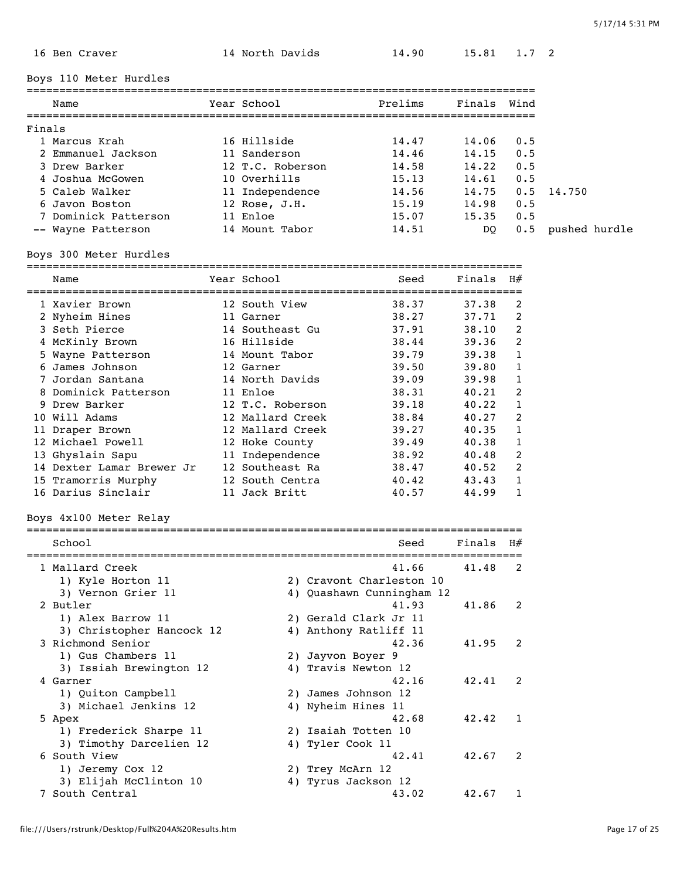| | | | | | | |
|---|---|---|---|---|---|---|
| 16 | Ben Craver | 14 North Davids | 14.90 | 15.81 | 1.7 | 2 |

## Boys 110 Meter Hurdles

| | Name | Year School | Prelims | Finals | Wind | |
|---|---|---|---|---|---|---|
| **Finals** | | | | | | |
| 1 | Marcus Krah | 16 Hillside | 14.47 | 14.06 | 0.5 | |
| 2 | Emmanuel Jackson | 11 Sanderson | 14.46 | 14.15 | 0.5 | |
| 3 | Drew Barker | 12 T.C. Roberson | 14.58 | 14.22 | 0.5 | |
| 4 | Joshua McGowen | 10 Overhills | 15.13 | 14.61 | 0.5 | |
| 5 | Caleb Walker | 11 Independence | 14.56 | 14.75 | 0.5 | 14.750 |
| 6 | Javon Boston | 12 Rose, J.H. | 15.19 | 14.98 | 0.5 | |
| 7 | Dominick Patterson | 11 Enloe | 15.07 | 15.35 | 0.5 | |
| -- | Wayne Patterson | 14 Mount Tabor | 14.51 | DQ | 0.5 | pushed hurdle |

## Boys 300 Meter Hurdles

| | Name | Year School | Seed | Finals | H# |
|---|---|---|---|---|---|
| 1 | Xavier Brown | 12 South View | 38.37 | 37.38 | 2 |
| 2 | Nyheim Hines | 11 Garner | 38.27 | 37.71 | 2 |
| 3 | Seth Pierce | 14 Southeast Gu | 37.91 | 38.10 | 2 |
| 4 | McKinly Brown | 16 Hillside | 38.44 | 39.36 | 2 |
| 5 | Wayne Patterson | 14 Mount Tabor | 39.79 | 39.38 | 1 |
| 6 | James Johnson | 12 Garner | 39.50 | 39.80 | 1 |
| 7 | Jordan Santana | 14 North Davids | 39.09 | 39.98 | 1 |
| 8 | Dominick Patterson | 11 Enloe | 38.31 | 40.21 | 2 |
| 9 | Drew Barker | 12 T.C. Roberson | 39.18 | 40.22 | 1 |
| 10 | Will Adams | 12 Mallard Creek | 38.84 | 40.27 | 2 |
| 11 | Draper Brown | 12 Mallard Creek | 39.27 | 40.35 | 1 |
| 12 | Michael Powell | 12 Hoke County | 39.49 | 40.38 | 1 |
| 13 | Ghyslain Sapu | 11 Independence | 38.92 | 40.48 | 2 |
| 14 | Dexter Lamar Brewer Jr | 12 Southeast Ra | 38.47 | 40.52 | 2 |
| 15 | Tramorris Murphy | 12 South Centra | 40.42 | 43.43 | 1 |
| 16 | Darius Sinclair | 11 Jack Britt | 40.57 | 44.99 | 1 |

## Boys 4x100 Meter Relay

| | School | | Seed | Finals | H# |
|---|---|---|---|---|---|
| 1 | Mallard Creek | | 41.66 | 41.48 | 2 |
| | 1) Kyle Horton 11 | 2) Cravont Charleston 10 | | | |
| | 3) Vernon Grier 11 | 4) Quashawn Cunningham 12 | | | |
| 2 | Butler | | 41.93 | 41.86 | 2 |
| | 1) Alex Barrow 11 | 2) Gerald Clark Jr 11 | | | |
| | 3) Christopher Hancock 12 | 4) Anthony Ratliff 11 | | | |
| 3 | Richmond Senior | | 42.36 | 41.95 | 2 |
| | 1) Gus Chambers 11 | 2) Jayvon Boyer 9 | | | |
| | 3) Issiah Brewington 12 | 4) Travis Newton 12 | | | |
| 4 | Garner | | 42.16 | 42.41 | 2 |
| | 1) Quiton Campbell | 2) James Johnson 12 | | | |
| | 3) Michael Jenkins 12 | 4) Nyheim Hines 11 | | | |
| 5 | Apex | | 42.68 | 42.42 | 1 |
| | 1) Frederick Sharpe 11 | 2) Isaiah Totten 10 | | | |
| | 3) Timothy Darcelien 12 | 4) Tyler Cook 11 | | | |
| 6 | South View | | 42.41 | 42.67 | 2 |
| | 1) Jeremy Cox 12 | 2) Trey McArn 12 | | | |
| | 3) Elijah McClinton 10 | 4) Tyrus Jackson 12 | | | |
| 7 | South Central | | 43.02 | 42.67 | 1 |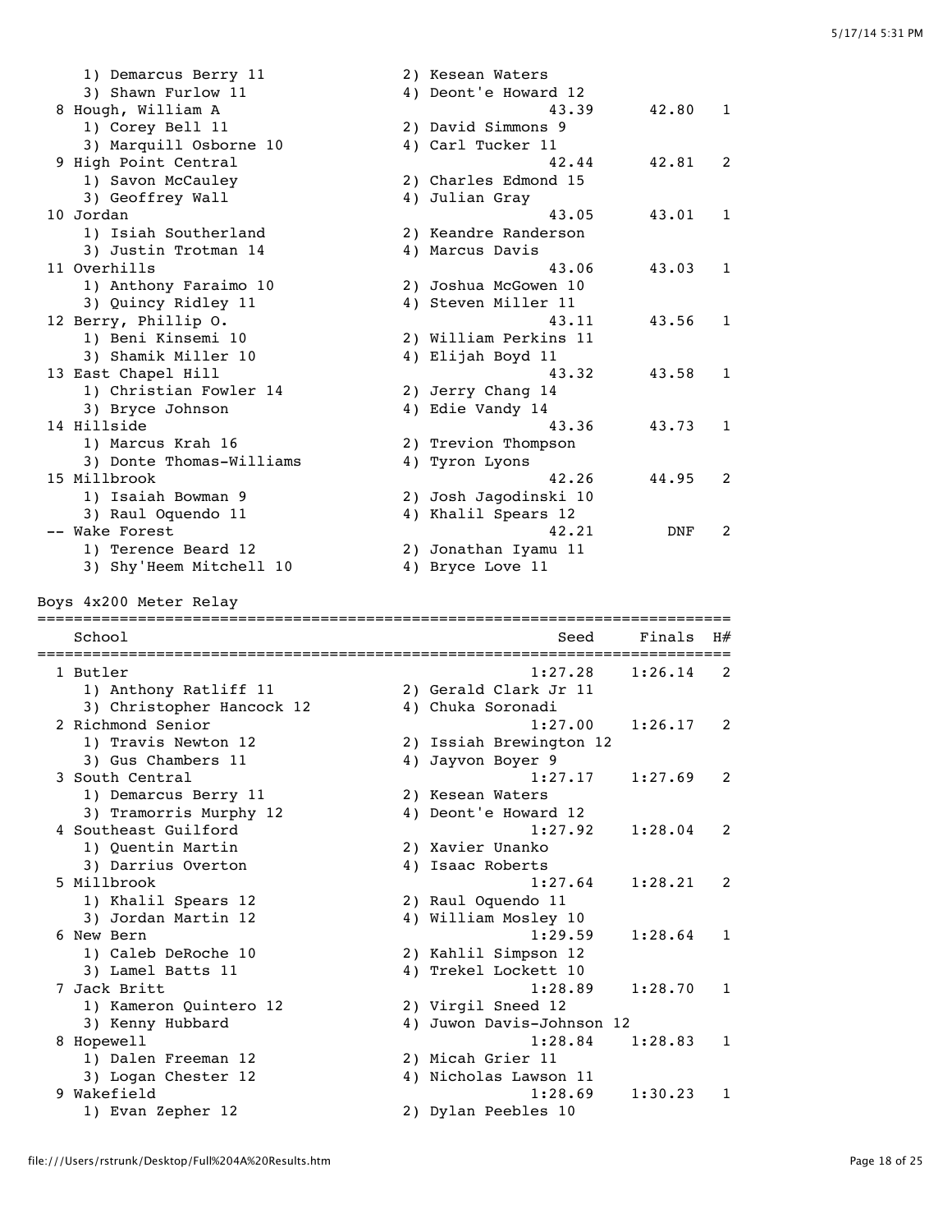```
    1) Demarcus Berry 11              2) Kesean Waters
    3) Shawn Furlow 11                4) Deont'e Howard 12
 8 Hough, William A                                 43.39      42.80   1
    1) Corey Bell 11                  2) David Simmons 9
    3) Marquill Osborne 10            4) Carl Tucker 11
 9 High Point Central                               42.44      42.81   2
    1) Savon McCauley                 2) Charles Edmond 15
    3) Geoffrey Wall                  4) Julian Gray
10 Jordan                                           43.05      43.01   1
    1) Isiah Southerland              2) Keandre Randerson
    3) Justin Trotman 14              4) Marcus Davis
11 Overhills                                        43.06      43.03   1
    1) Anthony Faraimo 10             2) Joshua McGowen 10
    3) Quincy Ridley 11               4) Steven Miller 11
12 Berry, Phillip O.                                43.11      43.56   1
    1) Beni Kinsemi 10                2) William Perkins 11
    3) Shamik Miller 10               4) Elijah Boyd 11
13 East Chapel Hill                                 43.32      43.58   1
    1) Christian Fowler 14            2) Jerry Chang 14
    3) Bryce Johnson                  4) Edie Vandy 14
14 Hillside                                         43.36      43.73   1
    1) Marcus Krah 16                 2) Trevion Thompson
    3) Donte Thomas-Williams          4) Tyron Lyons
15 Millbrook                                        42.26      44.95   2
    1) Isaiah Bowman 9                2) Josh Jagodinski 10
    3) Raul Oquendo 11                4) Khalil Spears 12
-- Wake Forest                                      42.21        DNF   2
    1) Terence Beard 12               2) Jonathan Iyamu 11
    3) Shy'Heem Mitchell 10           4) Bryce Love 11
```

Boys 4x200 Meter Relay

```
==========================================================================
   School                                            Seed     Finals  H#
==========================================================================
 1 Butler                                         1:27.28    1:26.14   2
    1) Anthony Ratliff 11             2) Gerald Clark Jr 11
    3) Christopher Hancock 12         4) Chuka Soronadi
 2 Richmond Senior                                1:27.00    1:26.17   2
    1) Travis Newton 12               2) Issiah Brewington 12
    3) Gus Chambers 11                4) Jayvon Boyer 9
 3 South Central                                  1:27.17    1:27.69   2
    1) Demarcus Berry 11              2) Kesean Waters
    3) Tramorris Murphy 12            4) Deont'e Howard 12
 4 Southeast Guilford                             1:27.92    1:28.04   2
    1) Quentin Martin                 2) Xavier Unanko
    3) Darrius Overton                4) Isaac Roberts
 5 Millbrook                                      1:27.64    1:28.21   2
    1) Khalil Spears 12               2) Raul Oquendo 11
    3) Jordan Martin 12               4) William Mosley 10
 6 New Bern                                       1:29.59    1:28.64   1
    1) Caleb DeRoche 10               2) Kahlil Simpson 12
    3) Lamel Batts 11                 4) Trekel Lockett 10
 7 Jack Britt                                     1:28.89    1:28.70   1
    1) Kameron Quintero 12            2) Virgil Sneed 12
    3) Kenny Hubbard                  4) Juwon Davis-Johnson 12
 8 Hopewell                                       1:28.84    1:28.83   1
    1) Dalen Freeman 12               2) Micah Grier 11
    3) Logan Chester 12               4) Nicholas Lawson 11
 9 Wakefield                                      1:28.69    1:30.23   1
    1) Evan Zepher 12                 2) Dylan Peebles 10
```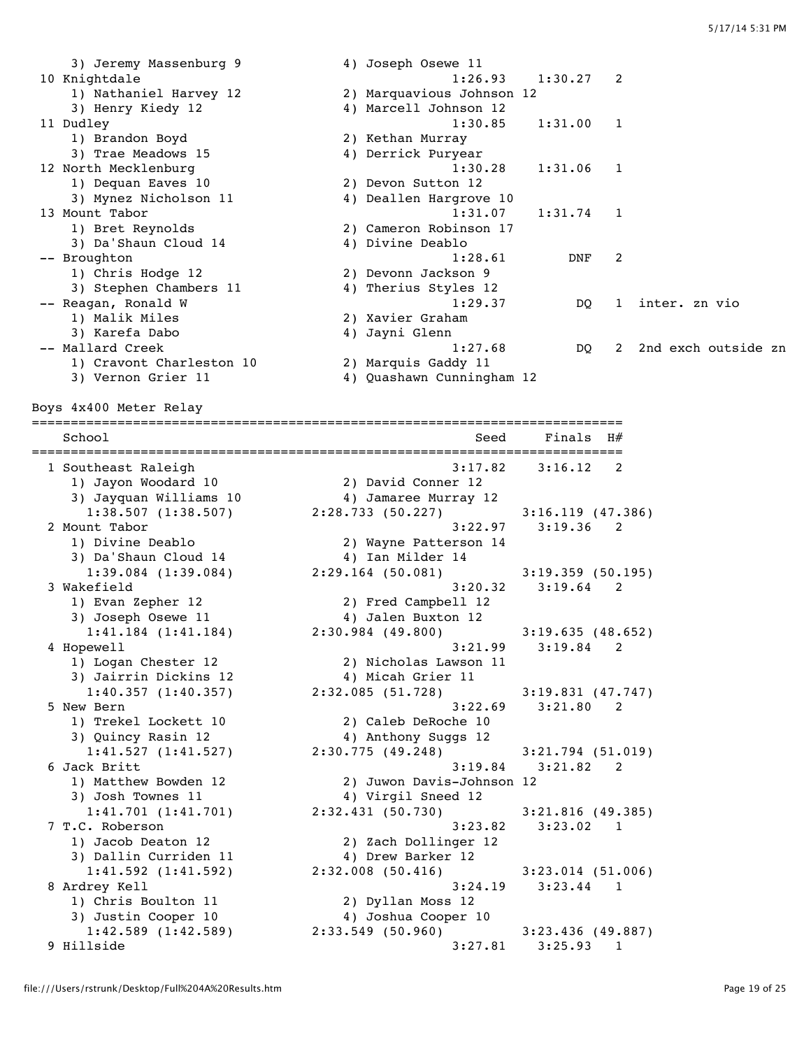```
    3) Jeremy Massenburg 9            4) Joseph Osewe 11
 10 Knightdale                                   1:26.93    1:30.27   2
    1) Nathaniel Harvey 12            2) Marquavious Johnson 12
    3) Henry Kiedy 12                 4) Marcell Johnson 12
 11 Dudley                                       1:30.85    1:31.00   1
    1) Brandon Boyd                   2) Kethan Murray
    3) Trae Meadows 15                4) Derrick Puryear
 12 North Mecklenburg                            1:30.28    1:31.06   1
    1) Dequan Eaves 10                2) Devon Sutton 12
    3) Mynez Nicholson 11             4) Deallen Hargrove 10
 13 Mount Tabor                                  1:31.07    1:31.74   1
    1) Bret Reynolds                  2) Cameron Robinson 17
    3) Da'Shaun Cloud 14              4) Divine Deablo
 -- Broughton                                    1:28.61        DNF   2
    1) Chris Hodge 12                 2) Devonn Jackson 9
    3) Stephen Chambers 11            4) Therius Styles 12
 -- Reagan, Ronald W                             1:29.37         DQ   1  inter. zn vio
    1) Malik Miles                    2) Xavier Graham
    3) Karefa Dabo                    4) Jayni Glenn
 -- Mallard Creek                                1:27.68         DQ   2  2nd exch outside zn
    1) Cravont Charleston 10          2) Marquis Gaddy 11
    3) Vernon Grier 11                4) Quashawn Cunningham 12
```

## Boys 4x400 Meter Relay

```
=========================================================================
    School                                           Seed     Finals  H#
=========================================================================
  1 Southeast Raleigh                              3:17.82    3:16.12   2
    1) Jayon Woodard 10               2) David Conner 12
    3) Jayquan Williams 10            4) Jamaree Murray 12
      1:38.507 (1:38.507)     2:28.733 (50.227)         3:16.119 (47.386)
  2 Mount Tabor                                    3:22.97    3:19.36   2
    1) Divine Deablo                  2) Wayne Patterson 14
    3) Da'Shaun Cloud 14              4) Ian Milder 14
      1:39.084 (1:39.084)     2:29.164 (50.081)         3:19.359 (50.195)
  3 Wakefield                                      3:20.32    3:19.64   2
    1) Evan Zepher 12                 2) Fred Campbell 12
    3) Joseph Osewe 11                4) Jalen Buxton 12
      1:41.184 (1:41.184)     2:30.984 (49.800)         3:19.635 (48.652)
  4 Hopewell                                       3:21.99    3:19.84   2
    1) Logan Chester 12               2) Nicholas Lawson 11
    3) Jairrin Dickins 12             4) Micah Grier 11
      1:40.357 (1:40.357)     2:32.085 (51.728)         3:19.831 (47.747)
  5 New Bern                                       3:22.69    3:21.80   2
    1) Trekel Lockett 10              2) Caleb DeRoche 10
    3) Quincy Rasin 12                4) Anthony Suggs 12
      1:41.527 (1:41.527)     2:30.775 (49.248)         3:21.794 (51.019)
  6 Jack Britt                                     3:19.84    3:21.82   2
    1) Matthew Bowden 12              2) Juwon Davis-Johnson 12
    3) Josh Townes 11                 4) Virgil Sneed 12
      1:41.701 (1:41.701)     2:32.431 (50.730)         3:21.816 (49.385)
  7 T.C. Roberson                                  3:23.82    3:23.02   1
    1) Jacob Deaton 12                2) Zach Dollinger 12
    3) Dallin Curriden 11             4) Drew Barker 12
      1:41.592 (1:41.592)     2:32.008 (50.416)         3:23.014 (51.006)
  8 Ardrey Kell                                    3:24.19    3:23.44   1
    1) Chris Boulton 11               2) Dyllan Moss 12
    3) Justin Cooper 10               4) Joshua Cooper 10
      1:42.589 (1:42.589)     2:33.549 (50.960)         3:23.436 (49.887)
  9 Hillside                                       3:27.81    3:25.93   1
```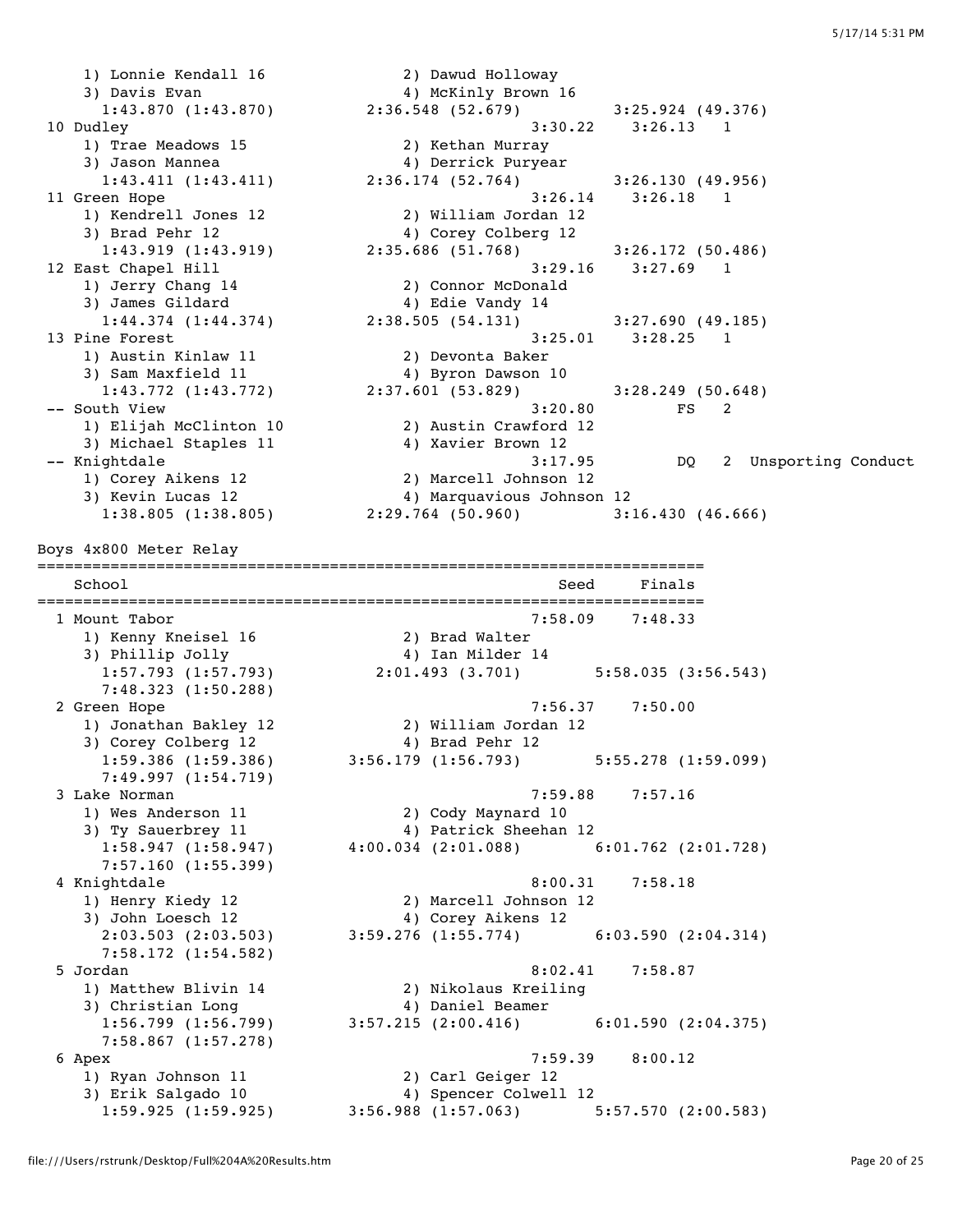```
    1) Lonnie Kendall 16              2) Dawud Holloway
    3) Davis Evan                     4) McKinly Brown 16
      1:43.870 (1:43.870)        2:36.548 (52.679)         3:25.924 (49.376)
 10 Dudley                                              3:30.22    3:26.13   1
    1) Trae Meadows 15                2) Kethan Murray
    3) Jason Mannea                   4) Derrick Puryear
      1:43.411 (1:43.411)        2:36.174 (52.764)         3:26.130 (49.956)
 11 Green Hope                                          3:26.14    3:26.18   1
    1) Kendrell Jones 12              2) William Jordan 12
    3) Brad Pehr 12                   4) Corey Colberg 12
      1:43.919 (1:43.919)        2:35.686 (51.768)         3:26.172 (50.486)
 12 East Chapel Hill                                    3:29.16    3:27.69   1
    1) Jerry Chang 14                 2) Connor McDonald
    3) James Gildard                  4) Edie Vandy 14
      1:44.374 (1:44.374)        2:38.505 (54.131)         3:27.690 (49.185)
 13 Pine Forest                                         3:25.01    3:28.25   1
    1) Austin Kinlaw 11               2) Devonta Baker
    3) Sam Maxfield 11                4) Byron Dawson 10
      1:43.772 (1:43.772)        2:37.601 (53.829)         3:28.249 (50.648)
 -- South View                                          3:20.80         FS   2
    1) Elijah McClinton 10            2) Austin Crawford 12
    3) Michael Staples 11             4) Xavier Brown 12
 -- Knightdale                                          3:17.95         DQ   2  Unsporting Conduct
    1) Corey Aikens 12                2) Marcell Johnson 12
    3) Kevin Lucas 12                 4) Marquavious Johnson 12
      1:38.805 (1:38.805)        2:29.764 (50.960)         3:16.430 (46.666)

Boys 4x800 Meter Relay
========================================================================
    School                                               Seed     Finals
========================================================================
  1 Mount Tabor                                         7:58.09    7:48.33
    1) Kenny Kneisel 16               2) Brad Walter
    3) Phillip Jolly                  4) Ian Milder 14
      1:57.793 (1:57.793)        2:01.493 (3.701)          5:58.035 (3:56.543)
      7:48.323 (1:50.288)
  2 Green Hope                                          7:56.37    7:50.00
    1) Jonathan Bakley 12             2) William Jordan 12
    3) Corey Colberg 12               4) Brad Pehr 12
      1:59.386 (1:59.386)        3:56.179 (1:56.793)       5:55.278 (1:59.099)
      7:49.997 (1:54.719)
  3 Lake Norman                                         7:59.88    7:57.16
    1) Wes Anderson 11                2) Cody Maynard 10
    3) Ty Sauerbrey 11                4) Patrick Sheehan 12
      1:58.947 (1:58.947)        4:00.034 (2:01.088)       6:01.762 (2:01.728)
      7:57.160 (1:55.399)
  4 Knightdale                                          8:00.31    7:58.18
    1) Henry Kiedy 12                 2) Marcell Johnson 12
    3) John Loesch 12                 4) Corey Aikens 12
      2:03.503 (2:03.503)        3:59.276 (1:55.774)       6:03.590 (2:04.314)
      7:58.172 (1:54.582)
  5 Jordan                                              8:02.41    7:58.87
    1) Matthew Blivin 14              2) Nikolaus Kreiling
    3) Christian Long                 4) Daniel Beamer
      1:56.799 (1:56.799)        3:57.215 (2:00.416)       6:01.590 (2:04.375)
      7:58.867 (1:57.278)
  6 Apex                                                7:59.39    8:00.12
    1) Ryan Johnson 11                2) Carl Geiger 12
    3) Erik Salgado 10                4) Spencer Colwell 12
      1:59.925 (1:59.925)        3:56.988 (1:57.063)       5:57.570 (2:00.583)
```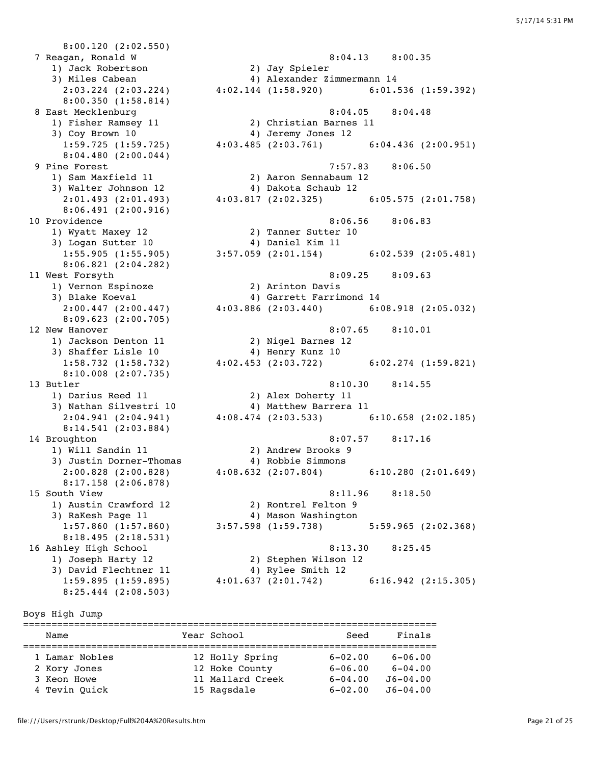```
      8:00.120 (2:02.550)
  7 Reagan, Ronald W                                    8:04.13    8:00.35
     1) Jack Robertson                 2) Jay Spieler
     3) Miles Cabean                   4) Alexander Zimmermann 14
       2:03.224 (2:03.224)      4:02.144 (1:58.920)      6:01.536 (1:59.392)
       8:00.350 (1:58.814)
  8 East Mecklenburg                                    8:04.05    8:04.48
     1) Fisher Ramsey 11               2) Christian Barnes 11
     3) Coy Brown 10                   4) Jeremy Jones 12
       1:59.725 (1:59.725)      4:03.485 (2:03.761)      6:04.436 (2:00.951)
       8:04.480 (2:00.044)
  9 Pine Forest                                         7:57.83    8:06.50
     1) Sam Maxfield 11                2) Aaron Sennabaum 12
     3) Walter Johnson 12              4) Dakota Schaub 12
       2:01.493 (2:01.493)      4:03.817 (2:02.325)      6:05.575 (2:01.758)
       8:06.491 (2:00.916)
 10 Providence                                          8:06.56    8:06.83
     1) Wyatt Maxey 12                 2) Tanner Sutter 10
     3) Logan Sutter 10                4) Daniel Kim 11
       1:55.905 (1:55.905)      3:57.059 (2:01.154)      6:02.539 (2:05.481)
       8:06.821 (2:04.282)
 11 West Forsyth                                        8:09.25    8:09.63
     1) Vernon Espinoze                2) Arinton Davis
     3) Blake Koeval                   4) Garrett Farrimond 14
       2:00.447 (2:00.447)      4:03.886 (2:03.440)      6:08.918 (2:05.032)
       8:09.623 (2:00.705)
 12 New Hanover                                         8:07.65    8:10.01
     1) Jackson Denton 11              2) Nigel Barnes 12
     3) Shaffer Lisle 10               4) Henry Kunz 10
       1:58.732 (1:58.732)      4:02.453 (2:03.722)      6:02.274 (1:59.821)
       8:10.008 (2:07.735)
 13 Butler                                              8:10.30    8:14.55
     1) Darius Reed 11                 2) Alex Doherty 11
     3) Nathan Silvestri 10            4) Matthew Barrera 11
       2:04.941 (2:04.941)      4:08.474 (2:03.533)      6:10.658 (2:02.185)
       8:14.541 (2:03.884)
 14 Broughton                                           8:07.57    8:17.16
     1) Will Sandin 11                 2) Andrew Brooks 9
     3) Justin Dorner-Thomas           4) Robbie Simmons
       2:00.828 (2:00.828)      4:08.632 (2:07.804)      6:10.280 (2:01.649)
       8:17.158 (2:06.878)
 15 South View                                          8:11.96    8:18.50
     1) Austin Crawford 12             2) Rontrel Felton 9
     3) RaKesh Page 11                 4) Mason Washington
       1:57.860 (1:57.860)      3:57.598 (1:59.738)      5:59.965 (2:02.368)
       8:18.495 (2:18.531)
 16 Ashley High School                                  8:13.30    8:25.45
     1) Joseph Harty 12                2) Stephen Wilson 12
     3) David Flechtner 11             4) Rylee Smith 12
       1:59.895 (1:59.895)      4:01.637 (2:01.742)      6:16.942 (2:15.305)
       8:25.444 (2:08.503)
```

Boys High Jump

| | Name | Year | School | Seed | Finals |
|---|---|---|---|---|---|
| 1 | Lamar Nobles | 12 | Holly Spring | 6-02.00 | 6-06.00 |
| 2 | Kory Jones | 12 | Hoke County | 6-06.00 | 6-04.00 |
| 3 | Keon Howe | 11 | Mallard Creek | 6-04.00 | J6-04.00 |
| 4 | Tevin Quick | 15 | Ragsdale | 6-02.00 | J6-04.00 |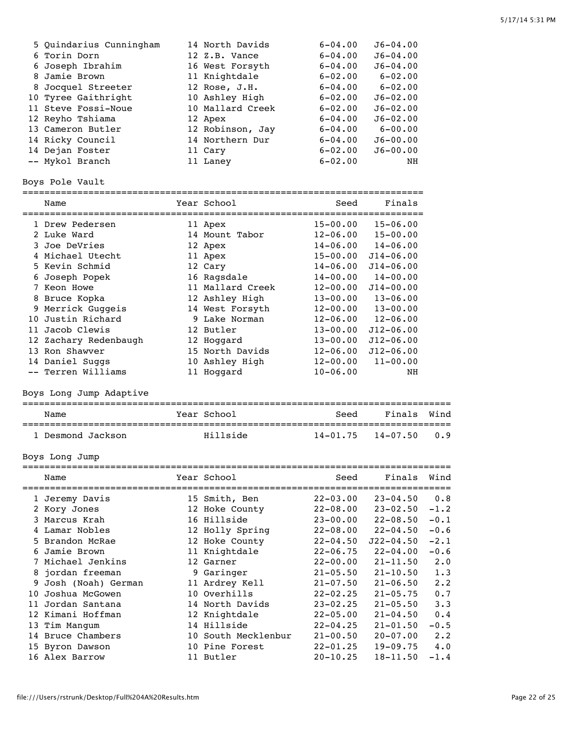| Place | Name | Year | School | Seed | Finals |
|---|---|---|---|---|---|
| 5 | Quindarius Cunningham | 14 | North Davids | 6-04.00 | J6-04.00 |
| 6 | Torin Dorn | 12 | Z.B. Vance | 6-04.00 | J6-04.00 |
| 6 | Joseph Ibrahim | 16 | West Forsyth | 6-04.00 | J6-04.00 |
| 8 | Jamie Brown | 11 | Knightdale | 6-02.00 | 6-02.00 |
| 8 | Jocquel Streeter | 12 | Rose, J.H. | 6-04.00 | 6-02.00 |
| 10 | Tyree Gaithright | 10 | Ashley High | 6-02.00 | J6-02.00 |
| 11 | Steve Fossi-Noue | 10 | Mallard Creek | 6-02.00 | J6-02.00 |
| 12 | Reyho Tshiama | 12 | Apex | 6-04.00 | J6-02.00 |
| 13 | Cameron Butler | 12 | Robinson, Jay | 6-04.00 | 6-00.00 |
| 14 | Ricky Council | 14 | Northern Dur | 6-04.00 | J6-00.00 |
| 14 | Dejan Foster | 11 | Cary | 6-02.00 | J6-00.00 |
| -- | Mykol Branch | 11 | Laney | 6-02.00 | NH |

## Boys Pole Vault

| Place | Name | Year | School | Seed | Finals |
|---|---|---|---|---|---|
| 1 | Drew Pedersen | 11 | Apex | 15-00.00 | 15-06.00 |
| 2 | Luke Ward | 14 | Mount Tabor | 12-06.00 | 15-00.00 |
| 3 | Joe DeVries | 12 | Apex | 14-06.00 | 14-06.00 |
| 4 | Michael Utecht | 11 | Apex | 15-00.00 | J14-06.00 |
| 5 | Kevin Schmid | 12 | Cary | 14-06.00 | J14-06.00 |
| 6 | Joseph Popek | 16 | Ragsdale | 14-00.00 | 14-00.00 |
| 7 | Keon Howe | 11 | Mallard Creek | 12-00.00 | J14-00.00 |
| 8 | Bruce Kopka | 12 | Ashley High | 13-00.00 | 13-06.00 |
| 9 | Merrick Guggeis | 14 | West Forsyth | 12-00.00 | 13-00.00 |
| 10 | Justin Richard | 9 | Lake Norman | 12-06.00 | 12-06.00 |
| 11 | Jacob Clewis | 12 | Butler | 13-00.00 | J12-06.00 |
| 12 | Zachary Redenbaugh | 12 | Hoggard | 13-00.00 | J12-06.00 |
| 13 | Ron Shawver | 15 | North Davids | 12-06.00 | J12-06.00 |
| 14 | Daniel Suggs | 10 | Ashley High | 12-00.00 | 11-00.00 |
| -- | Terren Williams | 11 | Hoggard | 10-06.00 | NH |

## Boys Long Jump Adaptive

| Place | Name | Year | School | Seed | Finals | Wind |
|---|---|---|---|---|---|---|
| 1 | Desmond Jackson | | Hillside | 14-01.75 | 14-07.50 | 0.9 |

## Boys Long Jump

| Place | Name | Year | School | Seed | Finals | Wind |
|---|---|---|---|---|---|---|
| 1 | Jeremy Davis | 15 | Smith, Ben | 22-03.00 | 23-04.50 | 0.8 |
| 2 | Kory Jones | 12 | Hoke County | 22-08.00 | 23-02.50 | -1.2 |
| 3 | Marcus Krah | 16 | Hillside | 23-00.00 | 22-08.50 | -0.1 |
| 4 | Lamar Nobles | 12 | Holly Spring | 22-08.00 | 22-04.50 | -0.6 |
| 5 | Brandon McRae | 12 | Hoke County | 22-04.50 | J22-04.50 | -2.1 |
| 6 | Jamie Brown | 11 | Knightdale | 22-06.75 | 22-04.00 | -0.6 |
| 7 | Michael Jenkins | 12 | Garner | 22-00.00 | 21-11.50 | 2.0 |
| 8 | jordan freeman | 9 | Garinger | 21-05.50 | 21-10.50 | 1.3 |
| 9 | Josh (Noah) German | 11 | Ardrey Kell | 21-07.50 | 21-06.50 | 2.2 |
| 10 | Joshua McGowen | 10 | Overhills | 22-02.25 | 21-05.75 | 0.7 |
| 11 | Jordan Santana | 14 | North Davids | 23-02.25 | 21-05.50 | 3.3 |
| 12 | Kimani Hoffman | 12 | Knightdale | 22-05.00 | 21-04.50 | 0.4 |
| 13 | Tim Mangum | 14 | Hillside | 22-04.25 | 21-01.50 | -0.5 |
| 14 | Bruce Chambers | 10 | South Mecklenbur | 21-00.50 | 20-07.00 | 2.2 |
| 15 | Byron Dawson | 10 | Pine Forest | 22-01.25 | 19-09.75 | 4.0 |
| 16 | Alex Barrow | 11 | Butler | 20-10.25 | 18-11.50 | -1.4 |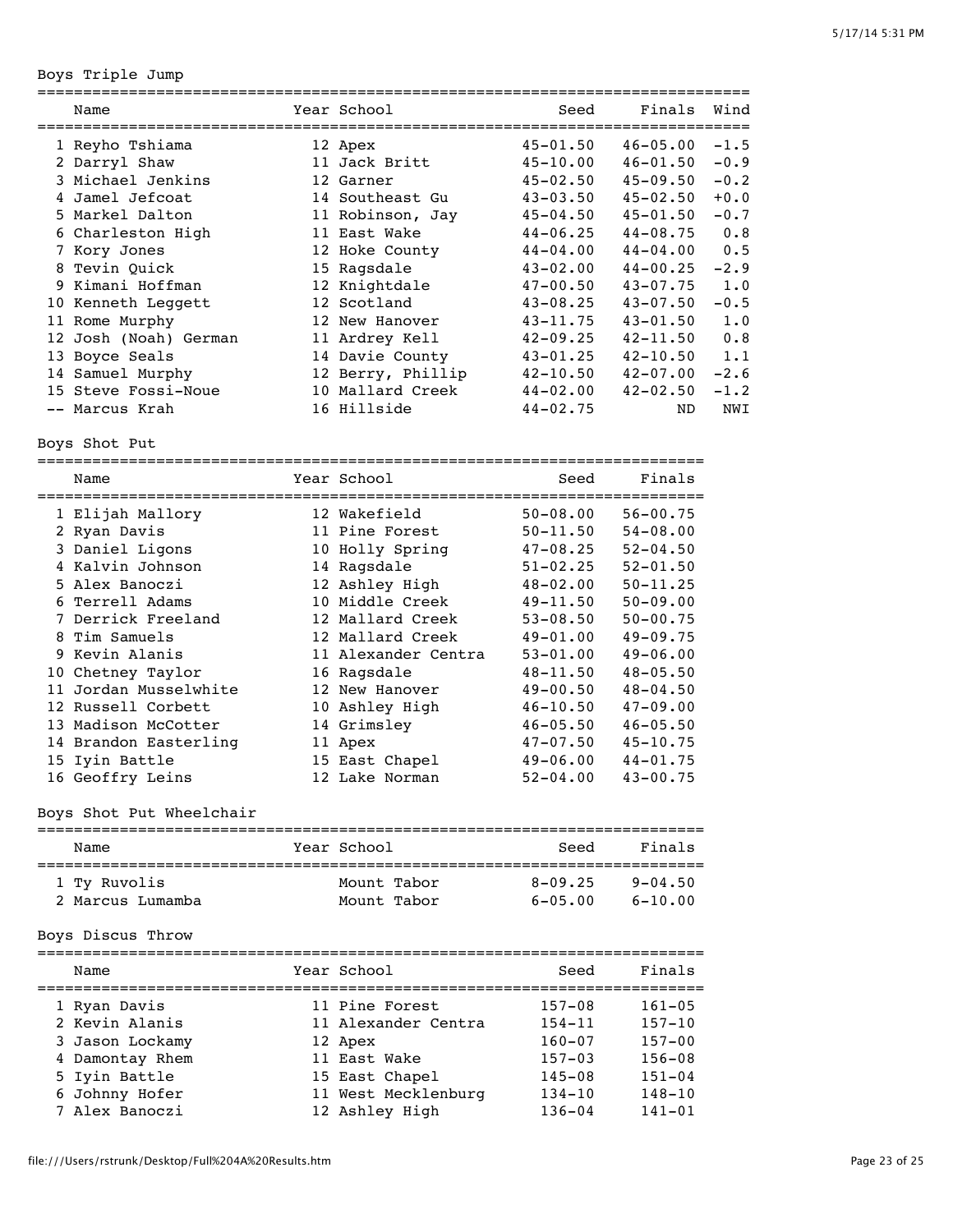## Boys Triple Jump

| Place | Name | Year | School | Seed | Finals | Wind |
|---|---|---|---|---|---|---|
| 1 | Reyho Tshiama | 12 | Apex | 45-01.50 | 46-05.00 | -1.5 |
| 2 | Darryl Shaw | 11 | Jack Britt | 45-10.00 | 46-01.50 | -0.9 |
| 3 | Michael Jenkins | 12 | Garner | 45-02.50 | 45-09.50 | -0.2 |
| 4 | Jamel Jefcoat | 14 | Southeast Gu | 43-03.50 | 45-02.50 | +0.0 |
| 5 | Markel Dalton | 11 | Robinson, Jay | 45-04.50 | 45-01.50 | -0.7 |
| 6 | Charleston High | 11 | East Wake | 44-06.25 | 44-08.75 | 0.8 |
| 7 | Kory Jones | 12 | Hoke County | 44-04.00 | 44-04.00 | 0.5 |
| 8 | Tevin Quick | 15 | Ragsdale | 43-02.00 | 44-00.25 | -2.9 |
| 9 | Kimani Hoffman | 12 | Knightdale | 47-00.50 | 43-07.75 | 1.0 |
| 10 | Kenneth Leggett | 12 | Scotland | 43-08.25 | 43-07.50 | -0.5 |
| 11 | Rome Murphy | 12 | New Hanover | 43-11.75 | 43-01.50 | 1.0 |
| 12 | Josh (Noah) German | 11 | Ardrey Kell | 42-09.25 | 42-11.50 | 0.8 |
| 13 | Boyce Seals | 14 | Davie County | 43-01.25 | 42-10.50 | 1.1 |
| 14 | Samuel Murphy | 12 | Berry, Phillip | 42-10.50 | 42-07.00 | -2.6 |
| 15 | Steve Fossi-Noue | 10 | Mallard Creek | 44-02.00 | 42-02.50 | -1.2 |
| -- | Marcus Krah | 16 | Hillside | 44-02.75 | ND | NWI |

## Boys Shot Put

| Place | Name | Year | School | Seed | Finals |
|---|---|---|---|---|---|
| 1 | Elijah Mallory | 12 | Wakefield | 50-08.00 | 56-00.75 |
| 2 | Ryan Davis | 11 | Pine Forest | 50-11.50 | 54-08.00 |
| 3 | Daniel Ligons | 10 | Holly Spring | 47-08.25 | 52-04.50 |
| 4 | Kalvin Johnson | 14 | Ragsdale | 51-02.25 | 52-01.50 |
| 5 | Alex Banoczi | 12 | Ashley High | 48-02.00 | 50-11.25 |
| 6 | Terrell Adams | 10 | Middle Creek | 49-11.50 | 50-09.00 |
| 7 | Derrick Freeland | 12 | Mallard Creek | 53-08.50 | 50-00.75 |
| 8 | Tim Samuels | 12 | Mallard Creek | 49-01.00 | 49-09.75 |
| 9 | Kevin Alanis | 11 | Alexander Centra | 53-01.00 | 49-06.00 |
| 10 | Chetney Taylor | 16 | Ragsdale | 48-11.50 | 48-05.50 |
| 11 | Jordan Musselwhite | 12 | New Hanover | 49-00.50 | 48-04.50 |
| 12 | Russell Corbett | 10 | Ashley High | 46-10.50 | 47-09.00 |
| 13 | Madison McCotter | 14 | Grimsley | 46-05.50 | 46-05.50 |
| 14 | Brandon Easterling | 11 | Apex | 47-07.50 | 45-10.75 |
| 15 | Iyin Battle | 15 | East Chapel | 49-06.00 | 44-01.75 |
| 16 | Geoffry Leins | 12 | Lake Norman | 52-04.00 | 43-00.75 |

## Boys Shot Put Wheelchair

| Place | Name | Year | School | Seed | Finals |
|---|---|---|---|---|---|
| 1 | Ty Ruvolis | | Mount Tabor | 8-09.25 | 9-04.50 |
| 2 | Marcus Lumamba | | Mount Tabor | 6-05.00 | 6-10.00 |

## Boys Discus Throw

| Place | Name | Year | School | Seed | Finals |
|---|---|---|---|---|---|
| 1 | Ryan Davis | 11 | Pine Forest | 157-08 | 161-05 |
| 2 | Kevin Alanis | 11 | Alexander Centra | 154-11 | 157-10 |
| 3 | Jason Lockamy | 12 | Apex | 160-07 | 157-00 |
| 4 | Damontay Rhem | 11 | East Wake | 157-03 | 156-08 |
| 5 | Iyin Battle | 15 | East Chapel | 145-08 | 151-04 |
| 6 | Johnny Hofer | 11 | West Mecklenburg | 134-10 | 148-10 |
| 7 | Alex Banoczi | 12 | Ashley High | 136-04 | 141-01 |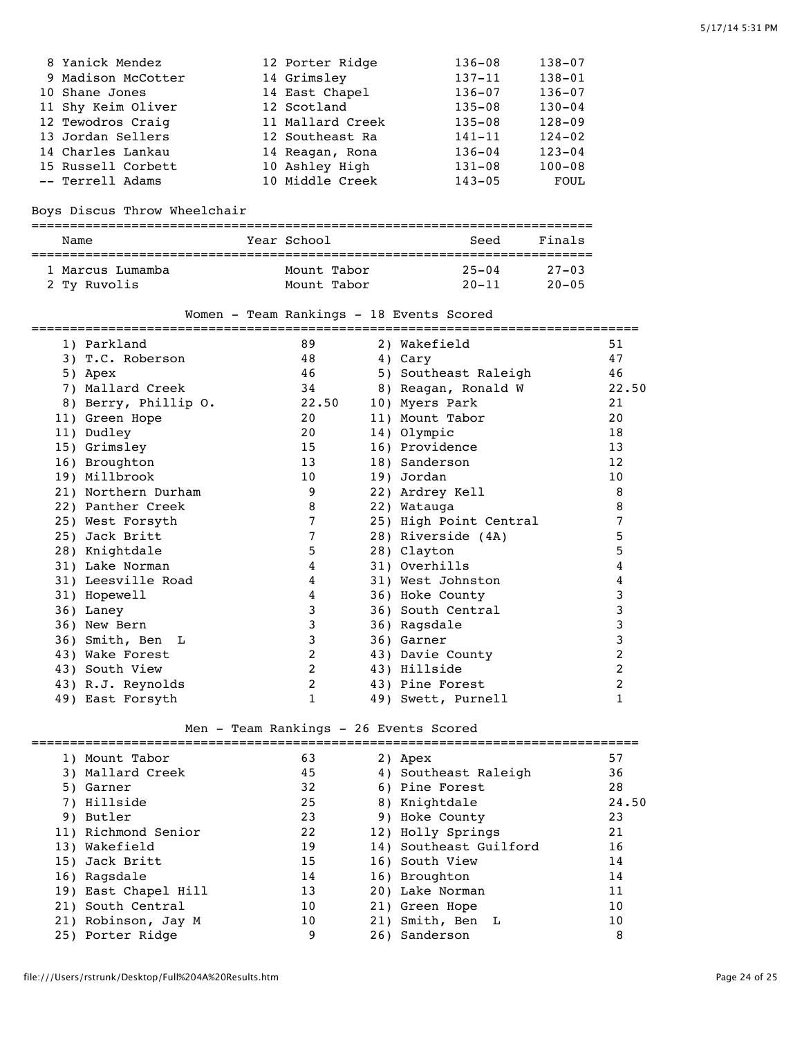| Place | Name | Year | School | Seed | Finals |
|---|---|---|---|---|---|
| 8 | Yanick Mendez | 12 | Porter Ridge | 136-08 | 138-07 |
| 9 | Madison McCotter | 14 | Grimsley | 137-11 | 138-01 |
| 10 | Shane Jones | 14 | East Chapel | 136-07 | 136-07 |
| 11 | Shy Keim Oliver | 12 | Scotland | 135-08 | 130-04 |
| 12 | Tewodros Craig | 11 | Mallard Creek | 135-08 | 128-09 |
| 13 | Jordan Sellers | 12 | Southeast Ra | 141-11 | 124-02 |
| 14 | Charles Lankau | 14 | Reagan, Rona | 136-04 | 123-04 |
| 15 | Russell Corbett | 10 | Ashley High | 131-08 | 100-08 |
| -- | Terrell Adams | 10 | Middle Creek | 143-05 | FOUL |

## Boys Discus Throw Wheelchair

| Place | Name | Year | School | Seed | Finals |
|---|---|---|---|---|---|
| 1 | Marcus Lumamba | | Mount Tabor | 25-04 | 27-03 |
| 2 | Ty Ruvolis | | Mount Tabor | 20-11 | 20-05 |

## Women - Team Rankings - 18 Events Scored

| Rank | Team | Points | Rank | Team | Points |
|---|---|---|---|---|---|
| 1) | Parkland | 89 | 2) | Wakefield | 51 |
| 3) | T.C. Roberson | 48 | 4) | Cary | 47 |
| 5) | Apex | 46 | 5) | Southeast Raleigh | 46 |
| 7) | Mallard Creek | 34 | 8) | Reagan, Ronald W | 22.50 |
| 8) | Berry, Phillip O. | 22.50 | 10) | Myers Park | 21 |
| 11) | Green Hope | 20 | 11) | Mount Tabor | 20 |
| 11) | Dudley | 20 | 14) | Olympic | 18 |
| 15) | Grimsley | 15 | 16) | Providence | 13 |
| 16) | Broughton | 13 | 18) | Sanderson | 12 |
| 19) | Millbrook | 10 | 19) | Jordan | 10 |
| 21) | Northern Durham | 9 | 22) | Ardrey Kell | 8 |
| 22) | Panther Creek | 8 | 22) | Watauga | 8 |
| 25) | West Forsyth | 7 | 25) | High Point Central | 7 |
| 25) | Jack Britt | 7 | 28) | Riverside (4A) | 5 |
| 28) | Knightdale | 5 | 28) | Clayton | 5 |
| 31) | Lake Norman | 4 | 31) | Overhills | 4 |
| 31) | Leesville Road | 4 | 31) | West Johnston | 4 |
| 31) | Hopewell | 4 | 36) | Hoke County | 3 |
| 36) | Laney | 3 | 36) | South Central | 3 |
| 36) | New Bern | 3 | 36) | Ragsdale | 3 |
| 36) | Smith, Ben L | 3 | 36) | Garner | 3 |
| 43) | Wake Forest | 2 | 43) | Davie County | 2 |
| 43) | South View | 2 | 43) | Hillside | 2 |
| 43) | R.J. Reynolds | 2 | 43) | Pine Forest | 2 |
| 49) | East Forsyth | 1 | 49) | Swett, Purnell | 1 |

## Men - Team Rankings - 26 Events Scored

| Rank | Team | Points | Rank | Team | Points |
|---|---|---|---|---|---|
| 1) | Mount Tabor | 63 | 2) | Apex | 57 |
| 3) | Mallard Creek | 45 | 4) | Southeast Raleigh | 36 |
| 5) | Garner | 32 | 6) | Pine Forest | 28 |
| 7) | Hillside | 25 | 8) | Knightdale | 24.50 |
| 9) | Butler | 23 | 9) | Hoke County | 23 |
| 11) | Richmond Senior | 22 | 12) | Holly Springs | 21 |
| 13) | Wakefield | 19 | 14) | Southeast Guilford | 16 |
| 15) | Jack Britt | 15 | 16) | South View | 14 |
| 16) | Ragsdale | 14 | 16) | Broughton | 14 |
| 19) | East Chapel Hill | 13 | 20) | Lake Norman | 11 |
| 21) | South Central | 10 | 21) | Green Hope | 10 |
| 21) | Robinson, Jay M | 10 | 21) | Smith, Ben L | 10 |
| 25) | Porter Ridge | 9 | 26) | Sanderson | 8 |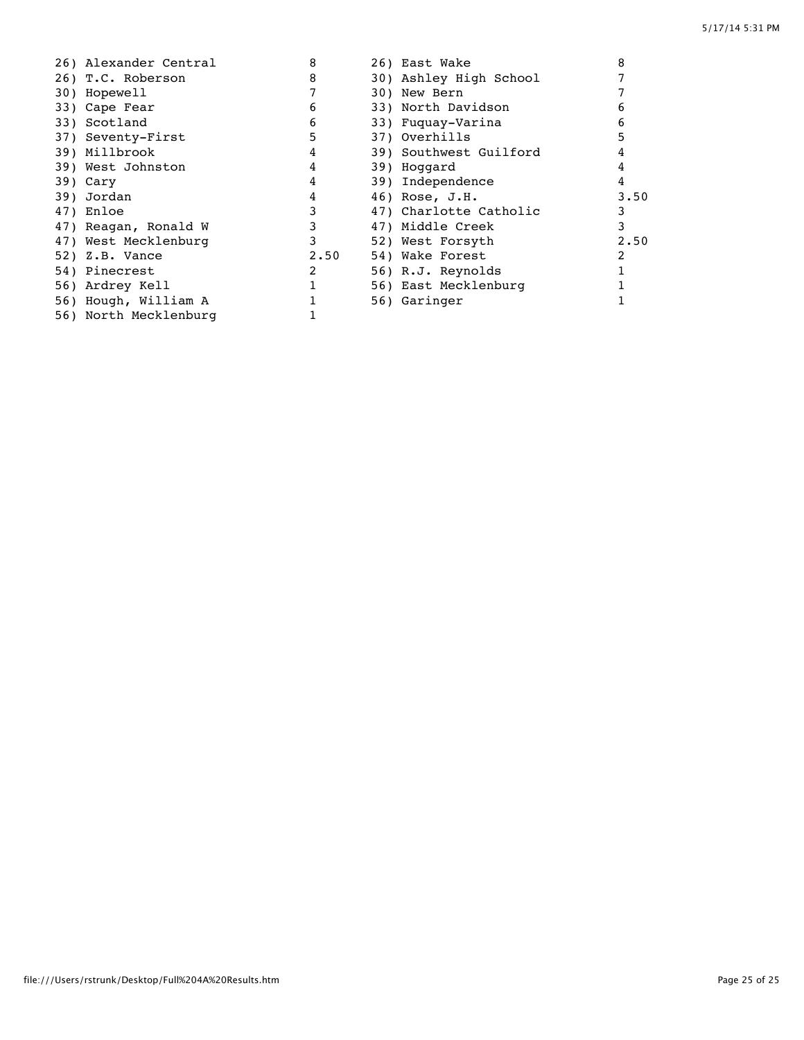```
26) Alexander Central          8       26) East Wake                  8
26) T.C. Roberson              8       30) Ashley High School         7
30) Hopewell                   7       30) New Bern                   7
33) Cape Fear                  6       33) North Davidson             6
33) Scotland                   6       33) Fuquay-Varina              6
37) Seventy-First              5       37) Overhills                  5
39) Millbrook                  4       39) Southwest Guilford         4
39) West Johnston              4       39) Hoggard                    4
39) Cary                       4       39) Independence               4
39) Jordan                     4       46) Rose, J.H.                 3.50
47) Enloe                      3       47) Charlotte Catholic         3
47) Reagan, Ronald W           3       47) Middle Creek               3
47) West Mecklenburg           3       52) West Forsyth               2.50
52) Z.B. Vance                 2.50    54) Wake Forest                2
54) Pinecrest                  2       56) R.J. Reynolds              1
56) Ardrey Kell                1       56) East Mecklenburg           1
56) Hough, William A           1       56) Garinger                   1
56) North Mecklenburg          1
```